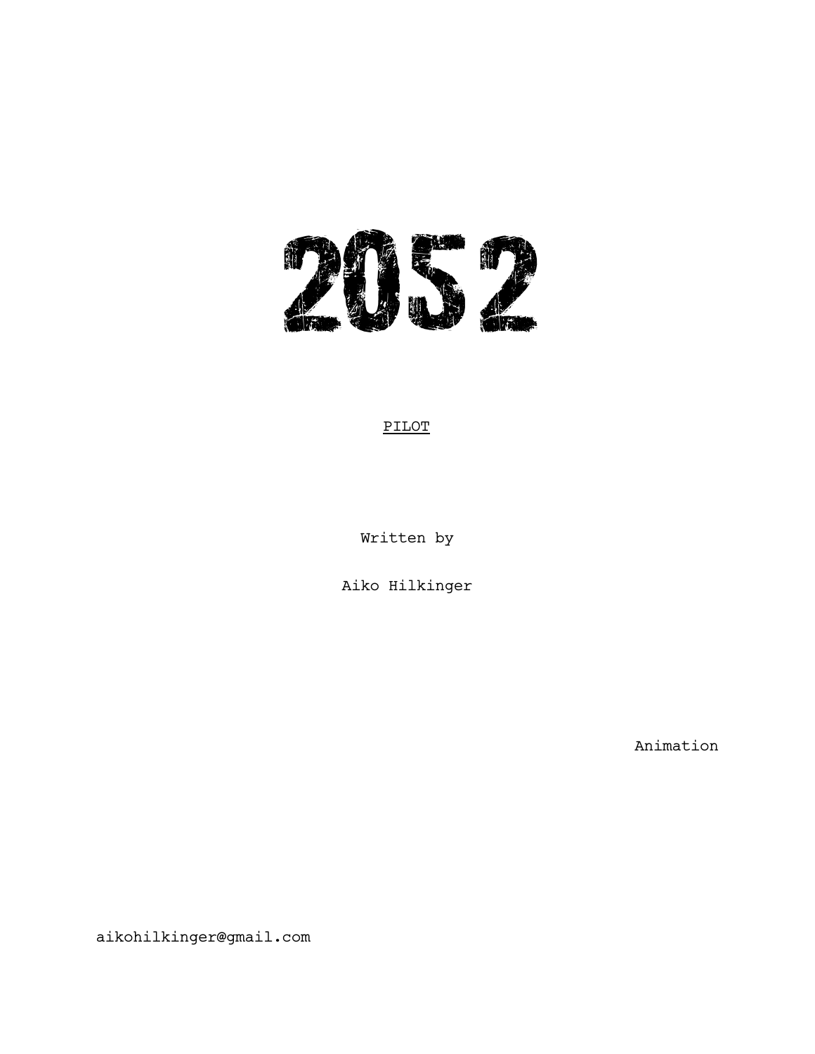# 2052

PILOT

Written by

Aiko Hilkinger

Animation

aikohilkinger@gmail.com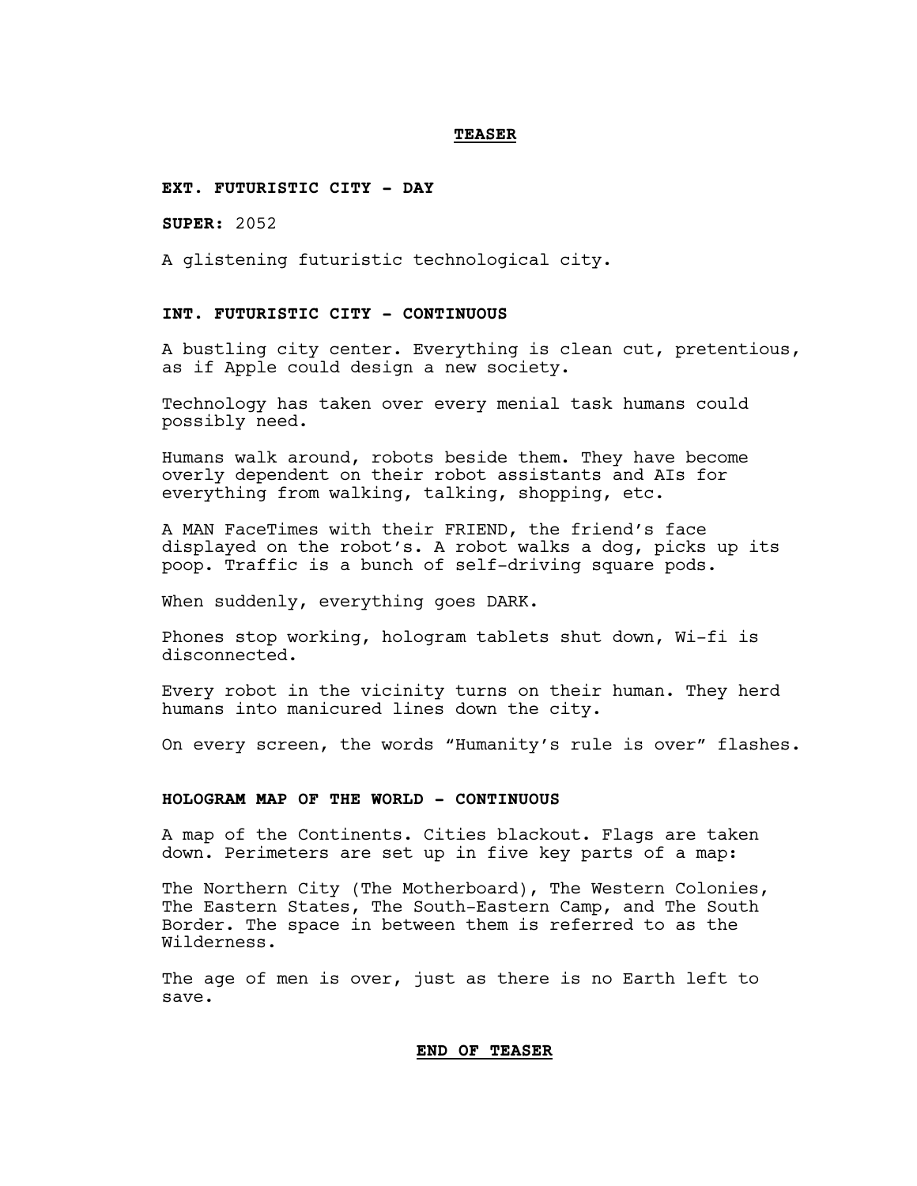**TEASER**

**EXT. FUTURISTIC CITY - DAY**

**SUPER:** 2052

A glistening futuristic technological city.

**INT. FUTURISTIC CITY - CONTINUOUS**

A bustling city center. Everything is clean cut, pretentious, as if Apple could design a new society.

Technology has taken over every menial task humans could possibly need.

Humans walk around, robots beside them. They have become overly dependent on their robot assistants and AIs for everything from walking, talking, shopping, etc.

A MAN FaceTimes with their FRIEND, the friend's face displayed on the robot's. A robot walks a dog, picks up its poop. Traffic is a bunch of self-driving square pods.

When suddenly, everything goes DARK.

Phones stop working, hologram tablets shut down, Wi-fi is disconnected.

Every robot in the vicinity turns on their human. They herd humans into manicured lines down the city.

On every screen, the words "Humanity's rule is over" flashes.

**HOLOGRAM MAP OF THE WORLD - CONTINUOUS**

A map of the Continents. Cities blackout. Flags are taken down. Perimeters are set up in five key parts of a map:

The Northern City (The Motherboard), The Western Colonies, The Eastern States, The South-Eastern Camp, and The South Border. The space in between them is referred to as the Wilderness.

The age of men is over, just as there is no Earth left to save.

**END OF TEASER**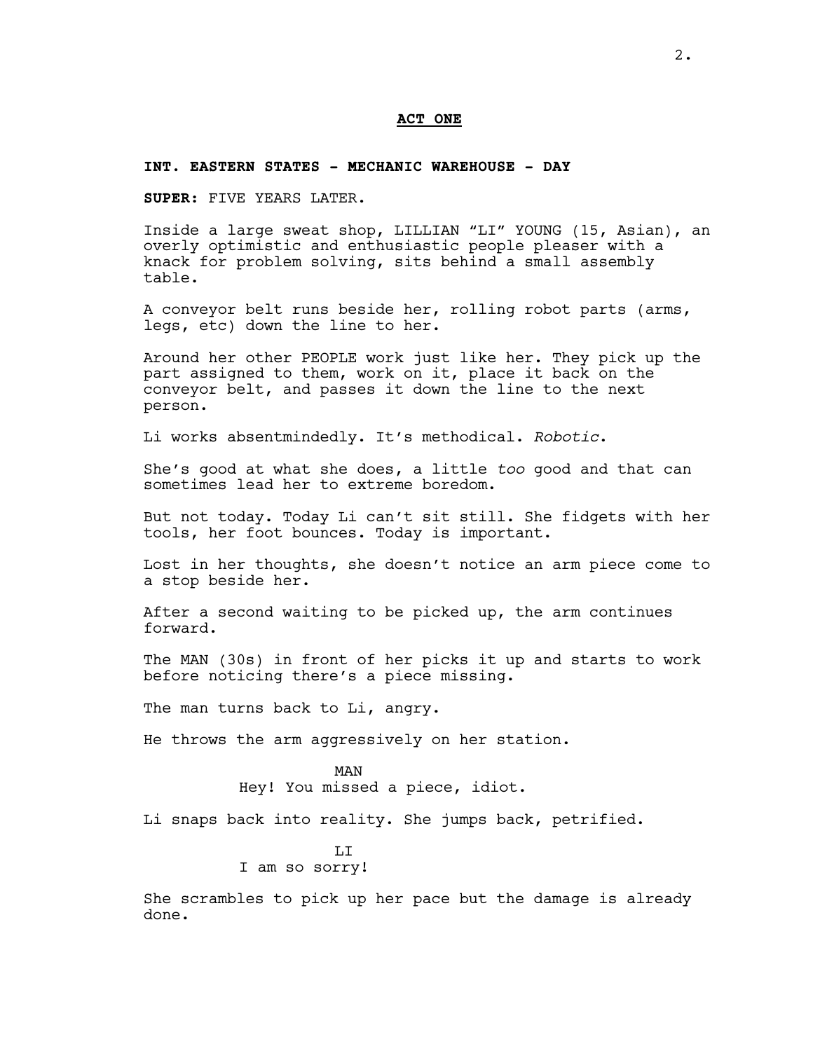**ACT ONE**

**INT. EASTERN STATES - MECHANIC WAREHOUSE - DAY**

**SUPER:** FIVE YEARS LATER.

Inside a large sweat shop, LILLIAN "LI" YOUNG (15, Asian), an overly optimistic and enthusiastic people pleaser with a knack for problem solving, sits behind a small assembly table.

A conveyor belt runs beside her, rolling robot parts (arms, legs, etc) down the line to her.

Around her other PEOPLE work just like her. They pick up the part assigned to them, work on it, place it back on the conveyor belt, and passes it down the line to the next person.

Li works absentmindedly. It's methodical. *Robotic*.

She's good at what she does, a little *too* good and that can sometimes lead her to extreme boredom.

But not today. Today Li can't sit still. She fidgets with her tools, her foot bounces. Today is important.

Lost in her thoughts, she doesn't notice an arm piece come to a stop beside her.

After a second waiting to be picked up, the arm continues forward.

The MAN (30s) in front of her picks it up and starts to work before noticing there's a piece missing.

The man turns back to Li, angry.

He throws the arm aggressively on her station.

MAN
Hey! You missed a piece, idiot.

Li snaps back into reality. She jumps back, petrified.

LI
I am so sorry!

She scrambles to pick up her pace but the damage is already done.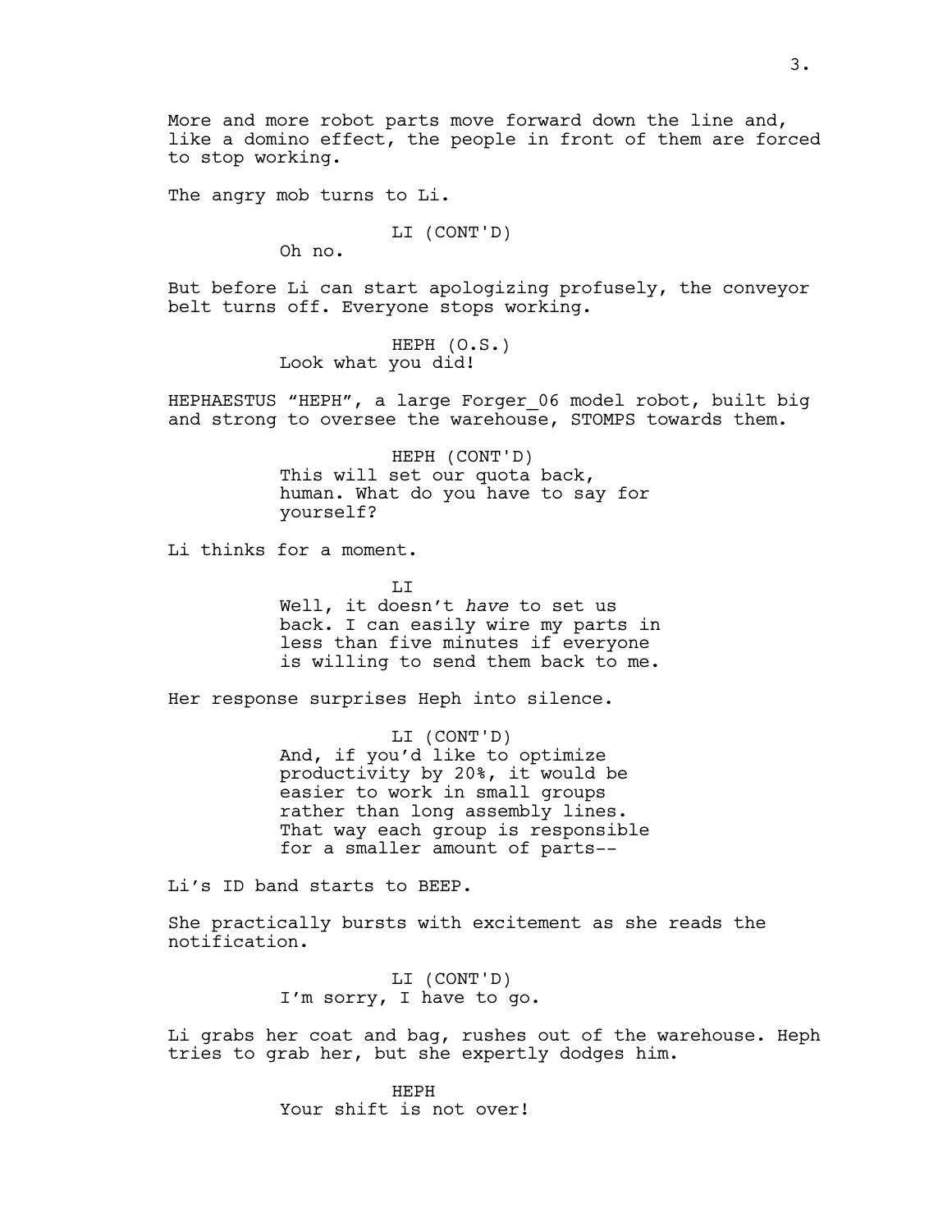More and more robot parts move forward down the line and, like a domino effect, the people in front of them are forced to stop working.

The angry mob turns to Li.

LI (CONT'D)
Oh no.

But before Li can start apologizing profusely, the conveyor belt turns off. Everyone stops working.

HEPH (O.S.)
Look what you did!

HEPHAESTUS “HEPH”, a large Forger_06 model robot, built big and strong to oversee the warehouse, STOMPS towards them.

HEPH (CONT'D)
This will set our quota back, human. What do you have to say for yourself?

Li thinks for a moment.

LI
Well, it doesn’t *have* to set us back. I can easily wire my parts in less than five minutes if everyone is willing to send them back to me.

Her response surprises Heph into silence.

LI (CONT'D)
And, if you’d like to optimize productivity by 20%, it would be easier to work in small groups rather than long assembly lines. That way each group is responsible for a smaller amount of parts--

Li’s ID band starts to BEEP.

She practically bursts with excitement as she reads the notification.

LI (CONT'D)
I’m sorry, I have to go.

Li grabs her coat and bag, rushes out of the warehouse. Heph tries to grab her, but she expertly dodges him.

HEPH
Your shift is not over!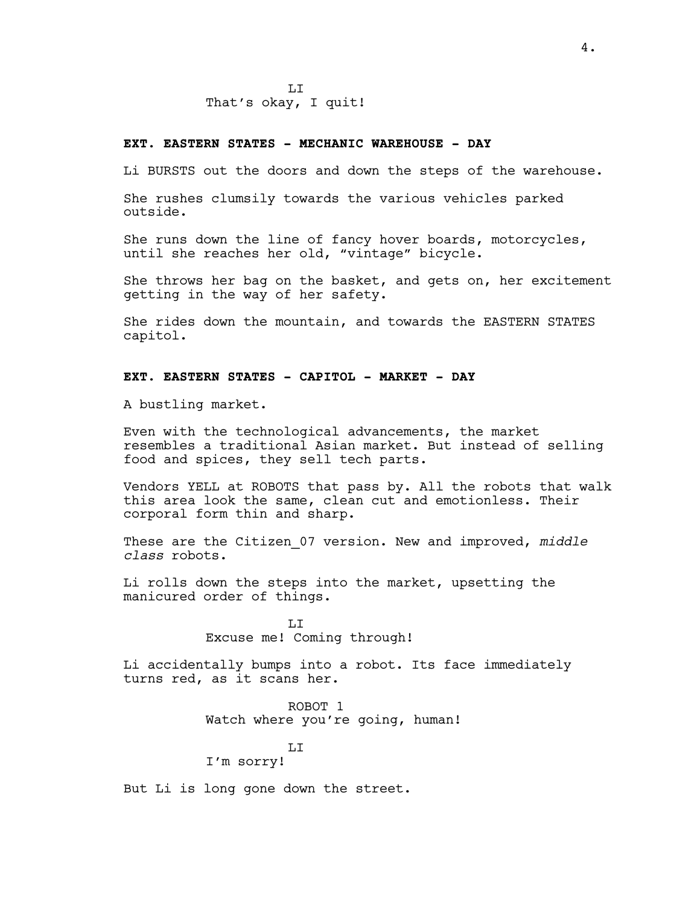LI
That’s okay, I quit!

**EXT. EASTERN STATES - MECHANIC WAREHOUSE - DAY**

Li BURSTS out the doors and down the steps of the warehouse.

She rushes clumsily towards the various vehicles parked outside.

She runs down the line of fancy hover boards, motorcycles, until she reaches her old, “vintage” bicycle.

She throws her bag on the basket, and gets on, her excitement getting in the way of her safety.

She rides down the mountain, and towards the EASTERN STATES capitol.

**EXT. EASTERN STATES - CAPITOL - MARKET - DAY**

A bustling market.

Even with the technological advancements, the market resembles a traditional Asian market. But instead of selling food and spices, they sell tech parts.

Vendors YELL at ROBOTS that pass by. All the robots that walk this area look the same, clean cut and emotionless. Their corporal form thin and sharp.

These are the Citizen_07 version. New and improved, *middle class* robots.

Li rolls down the steps into the market, upsetting the manicured order of things.

LI
Excuse me! Coming through!

Li accidentally bumps into a robot. Its face immediately turns red, as it scans her.

ROBOT 1
Watch where you’re going, human!

LI
I’m sorry!

But Li is long gone down the street.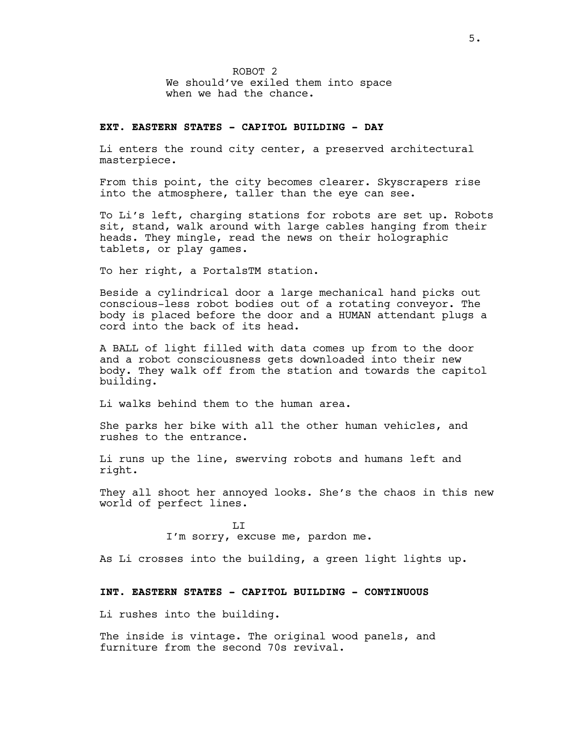ROBOT 2
We should've exiled them into space when we had the chance.

**EXT. EASTERN STATES - CAPITOL BUILDING - DAY**

Li enters the round city center, a preserved architectural masterpiece.

From this point, the city becomes clearer. Skyscrapers rise into the atmosphere, taller than the eye can see.

To Li's left, charging stations for robots are set up. Robots sit, stand, walk around with large cables hanging from their heads. They mingle, read the news on their holographic tablets, or play games.

To her right, a PortalsTM station.

Beside a cylindrical door a large mechanical hand picks out conscious-less robot bodies out of a rotating conveyor. The body is placed before the door and a HUMAN attendant plugs a cord into the back of its head.

A BALL of light filled with data comes up from to the door and a robot consciousness gets downloaded into their new body. They walk off from the station and towards the capitol building.

Li walks behind them to the human area.

She parks her bike with all the other human vehicles, and rushes to the entrance.

Li runs up the line, swerving robots and humans left and right.

They all shoot her annoyed looks. She's the chaos in this new world of perfect lines.

LI
I'm sorry, excuse me, pardon me.

As Li crosses into the building, a green light lights up.

**INT. EASTERN STATES - CAPITOL BUILDING - CONTINUOUS**

Li rushes into the building.

The inside is vintage. The original wood panels, and furniture from the second 70s revival.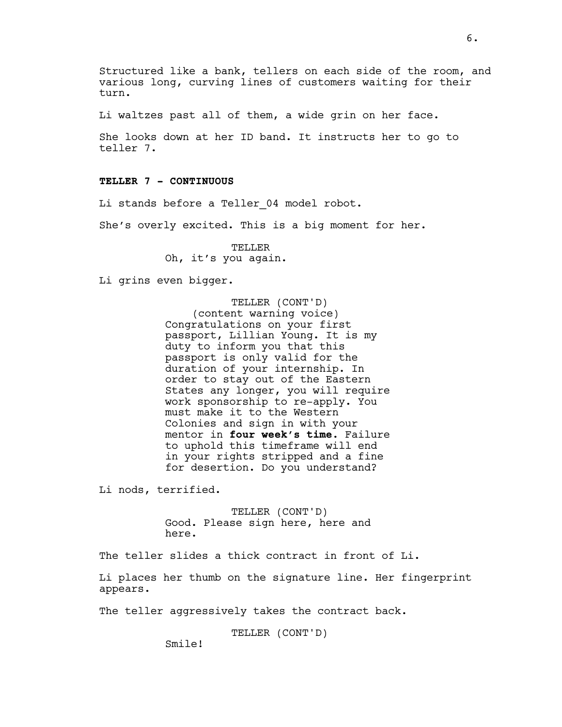Structured like a bank, tellers on each side of the room, and various long, curving lines of customers waiting for their turn.

Li waltzes past all of them, a wide grin on her face.

She looks down at her ID band. It instructs her to go to teller 7.

**TELLER 7 - CONTINUOUS**

Li stands before a Teller_04 model robot.

She's overly excited. This is a big moment for her.

TELLER
Oh, it's you again.

Li grins even bigger.

TELLER (CONT'D)
(content warning voice)
Congratulations on your first passport, Lillian Young. It is my duty to inform you that this passport is only valid for the duration of your internship. In order to stay out of the Eastern States any longer, you will require work sponsorship to re-apply. You must make it to the Western Colonies and sign in with your mentor in **four week's time**. Failure to uphold this timeframe will end in your rights stripped and a fine for desertion. Do you understand?

Li nods, terrified.

TELLER (CONT'D)
Good. Please sign here, here and here.

The teller slides a thick contract in front of Li.

Li places her thumb on the signature line. Her fingerprint appears.

The teller aggressively takes the contract back.

TELLER (CONT'D)
Smile!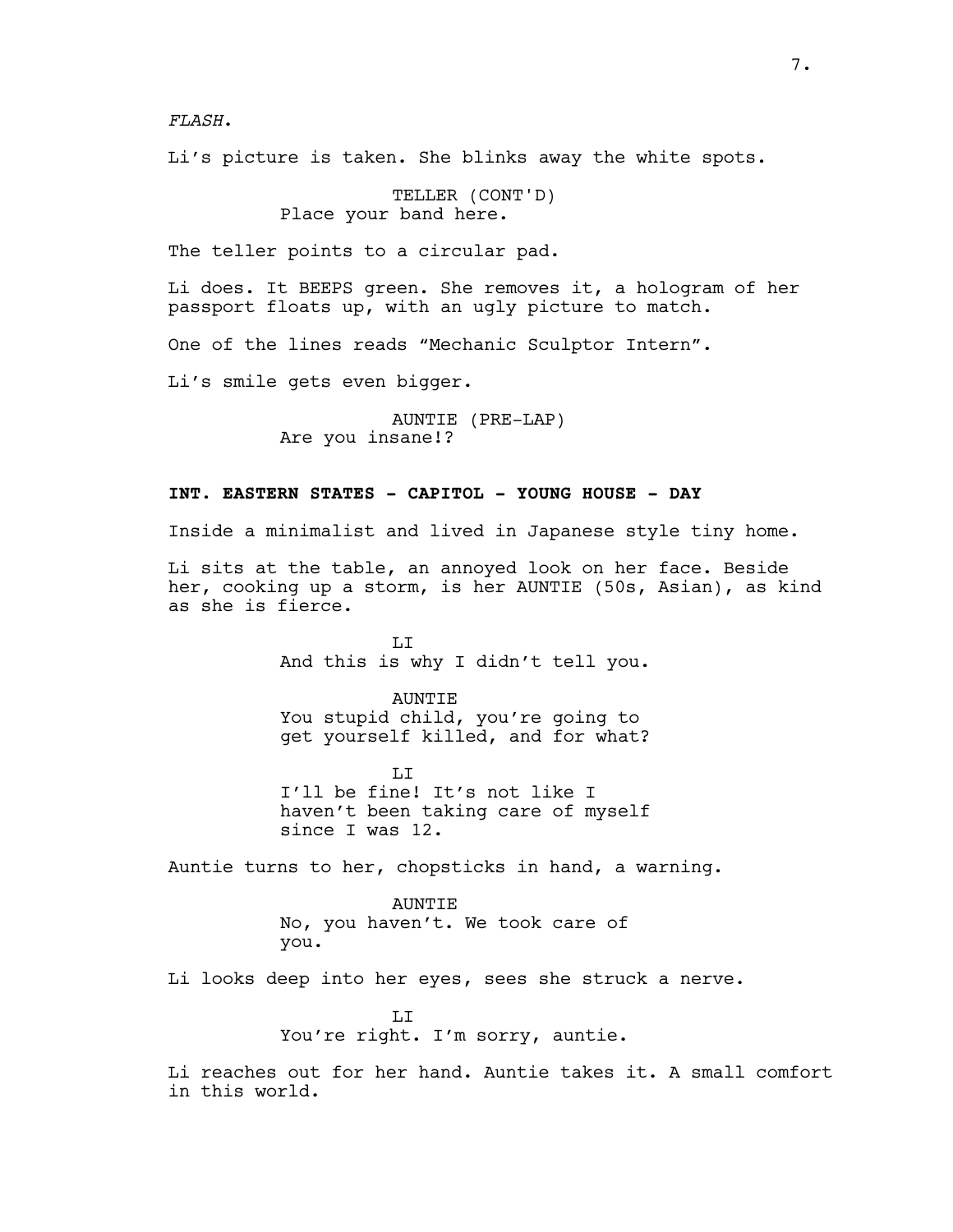*FLASH*.

Li's picture is taken. She blinks away the white spots.

TELLER (CONT'D)
Place your band here.

The teller points to a circular pad.

Li does. It BEEPS green. She removes it, a hologram of her passport floats up, with an ugly picture to match.

One of the lines reads "Mechanic Sculptor Intern".

Li's smile gets even bigger.

AUNTIE (PRE-LAP)
Are you insane!?

**INT. EASTERN STATES - CAPITOL - YOUNG HOUSE - DAY**

Inside a minimalist and lived in Japanese style tiny home.

Li sits at the table, an annoyed look on her face. Beside her, cooking up a storm, is her AUNTIE (50s, Asian), as kind as she is fierce.

LI
And this is why I didn't tell you.

AUNTIE
You stupid child, you're going to get yourself killed, and for what?

LI
I'll be fine! It's not like I haven't been taking care of myself since I was 12.

Auntie turns to her, chopsticks in hand, a warning.

AUNTIE
No, you haven't. We took care of you.

Li looks deep into her eyes, sees she struck a nerve.

LI
You're right. I'm sorry, auntie.

Li reaches out for her hand. Auntie takes it. A small comfort in this world.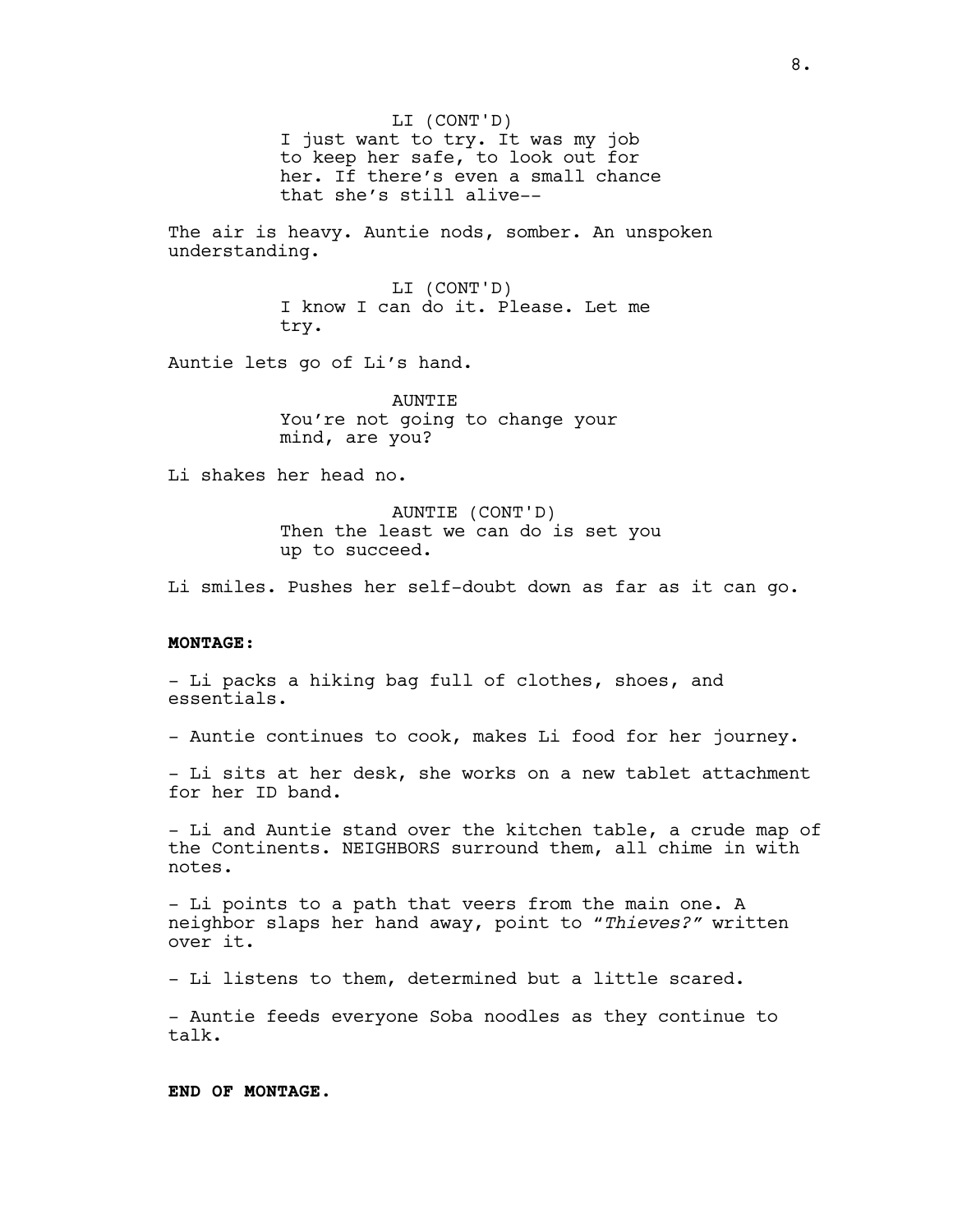LI (CONT'D)
I just want to try. It was my job to keep her safe, to look out for her. If there's even a small chance that she's still alive--

The air is heavy. Auntie nods, somber. An unspoken understanding.

LI (CONT'D)
I know I can do it. Please. Let me try.

Auntie lets go of Li's hand.

AUNTIE
You're not going to change your mind, are you?

Li shakes her head no.

AUNTIE (CONT'D)
Then the least we can do is set you up to succeed.

Li smiles. Pushes her self-doubt down as far as it can go.

**MONTAGE:**

- Li packs a hiking bag full of clothes, shoes, and essentials.

- Auntie continues to cook, makes Li food for her journey.

- Li sits at her desk, she works on a new tablet attachment for her ID band.

- Li and Auntie stand over the kitchen table, a crude map of the Continents. NEIGHBORS surround them, all chime in with notes.

- Li points to a path that veers from the main one. A neighbor slaps her hand away, point to "*Thieves?*" written over it.

- Li listens to them, determined but a little scared.

- Auntie feeds everyone Soba noodles as they continue to talk.

**END OF MONTAGE.**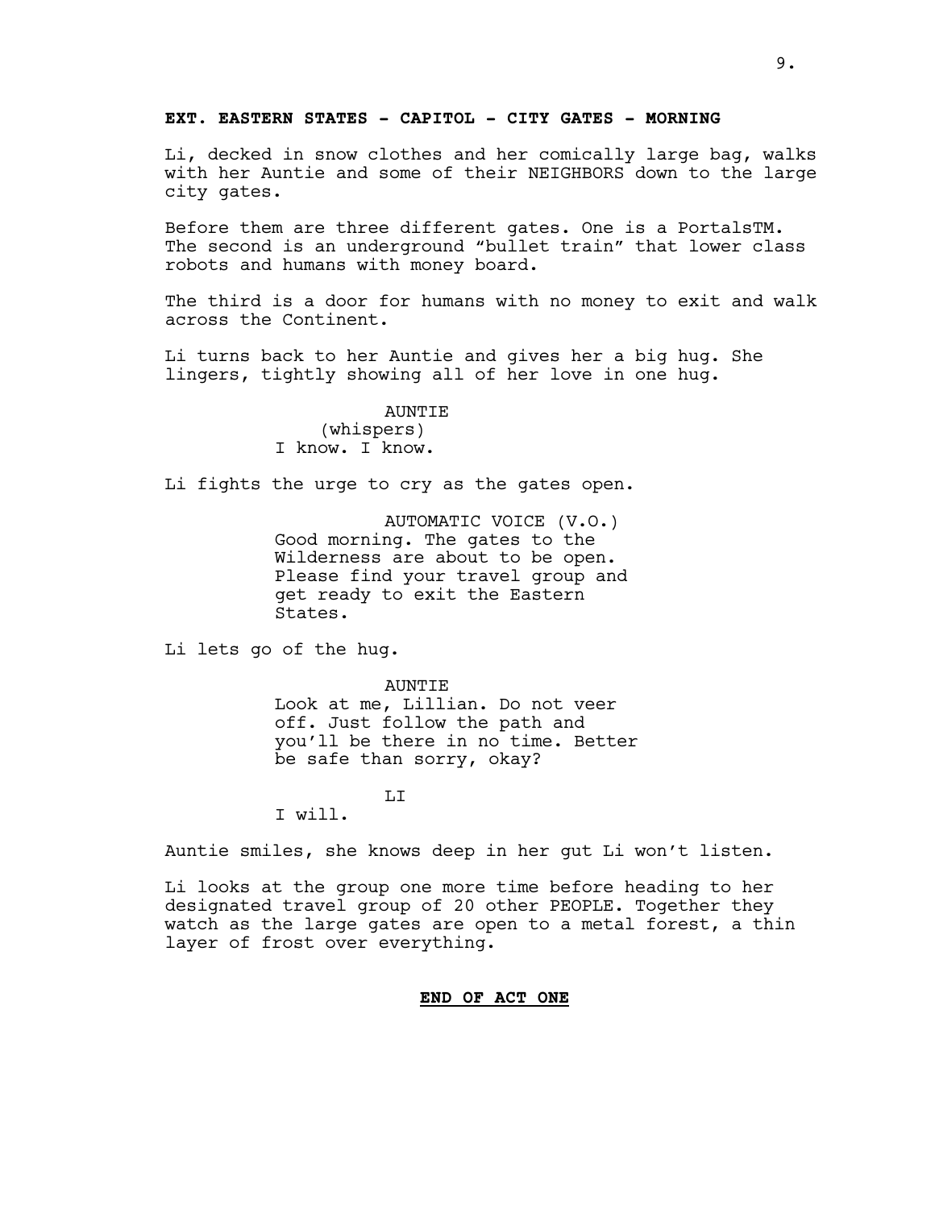**EXT. EASTERN STATES - CAPITOL - CITY GATES - MORNING**

Li, decked in snow clothes and her comically large bag, walks with her Auntie and some of their NEIGHBORS down to the large city gates.

Before them are three different gates. One is a PortalsTM. The second is an underground "bullet train" that lower class robots and humans with money board.

The third is a door for humans with no money to exit and walk across the Continent.

Li turns back to her Auntie and gives her a big hug. She lingers, tightly showing all of her love in one hug.

AUNTIE
(whispers)
I know. I know.

Li fights the urge to cry as the gates open.

AUTOMATIC VOICE (V.O.)
Good morning. The gates to the Wilderness are about to be open. Please find your travel group and get ready to exit the Eastern States.

Li lets go of the hug.

AUNTIE
Look at me, Lillian. Do not veer off. Just follow the path and you'll be there in no time. Better be safe than sorry, okay?

LI
I will.

Auntie smiles, she knows deep in her gut Li won't listen.

Li looks at the group one more time before heading to her designated travel group of 20 other PEOPLE. Together they watch as the large gates are open to a metal forest, a thin layer of frost over everything.

**END OF ACT ONE**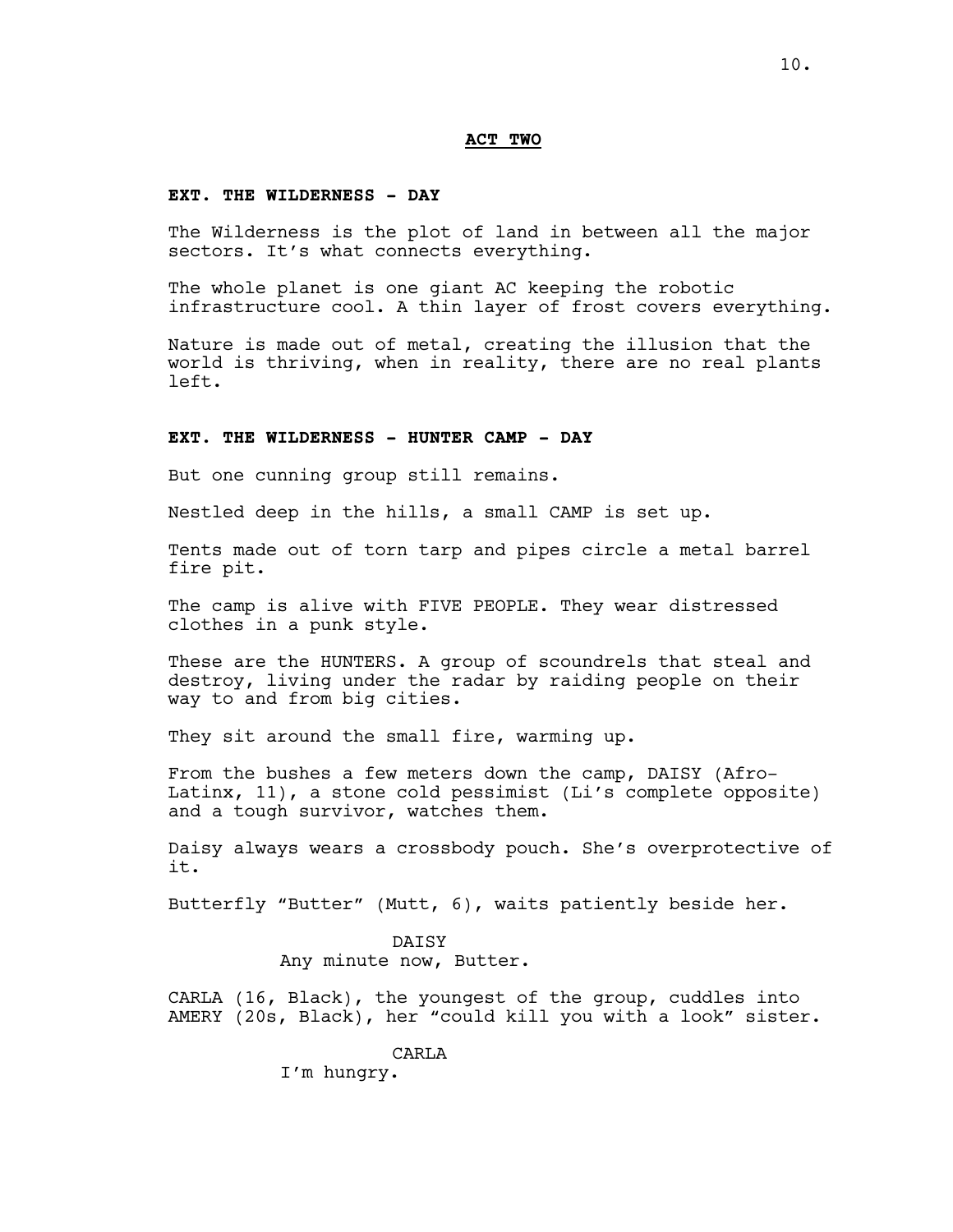**ACT TWO**

**EXT. THE WILDERNESS - DAY**

The Wilderness is the plot of land in between all the major sectors. It's what connects everything.

The whole planet is one giant AC keeping the robotic infrastructure cool. A thin layer of frost covers everything.

Nature is made out of metal, creating the illusion that the world is thriving, when in reality, there are no real plants left.

**EXT. THE WILDERNESS - HUNTER CAMP - DAY**

But one cunning group still remains.

Nestled deep in the hills, a small CAMP is set up.

Tents made out of torn tarp and pipes circle a metal barrel fire pit.

The camp is alive with FIVE PEOPLE. They wear distressed clothes in a punk style.

These are the HUNTERS. A group of scoundrels that steal and destroy, living under the radar by raiding people on their way to and from big cities.

They sit around the small fire, warming up.

From the bushes a few meters down the camp, DAISY (Afro-Latinx, 11), a stone cold pessimist (Li's complete opposite) and a tough survivor, watches them.

Daisy always wears a crossbody pouch. She's overprotective of it.

Butterfly "Butter" (Mutt, 6), waits patiently beside her.

DAISY
Any minute now, Butter.

CARLA (16, Black), the youngest of the group, cuddles into AMERY (20s, Black), her "could kill you with a look" sister.

CARLA
I'm hungry.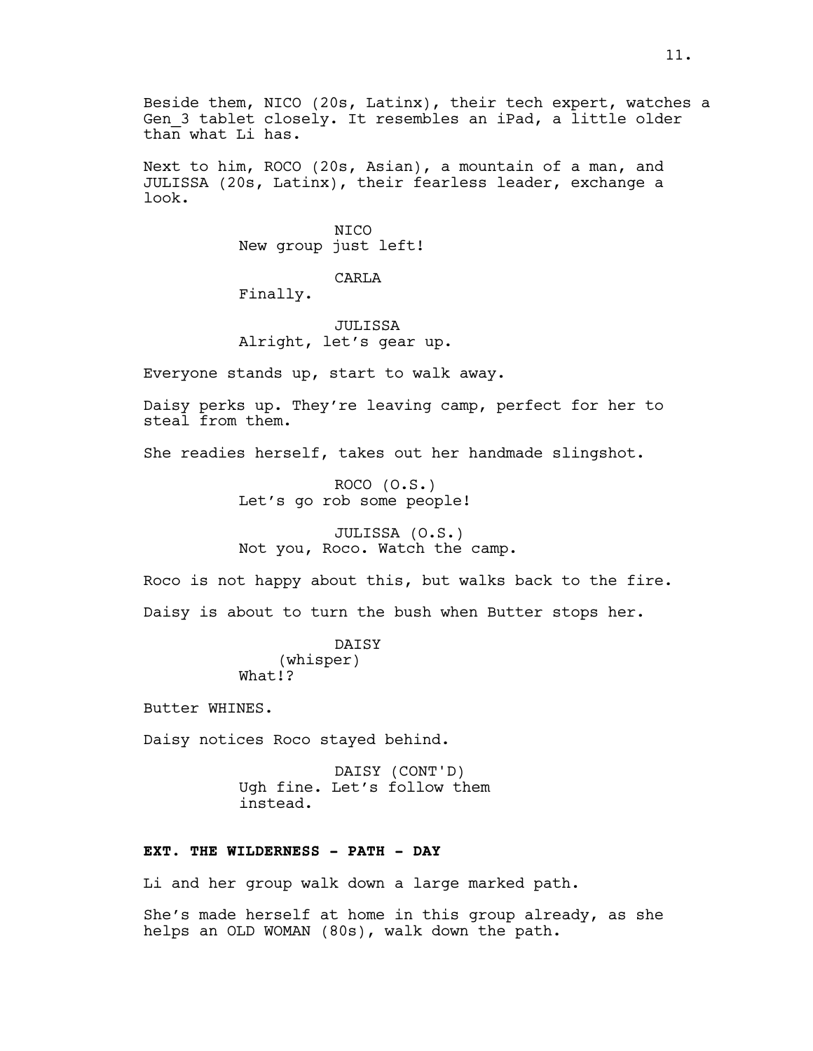Beside them, NICO (20s, Latinx), their tech expert, watches a Gen_3 tablet closely. It resembles an iPad, a little older than what Li has.

Next to him, ROCO (20s, Asian), a mountain of a man, and JULISSA (20s, Latinx), their fearless leader, exchange a look.

NICO
New group just left!

CARLA
Finally.

JULISSA
Alright, let's gear up.

Everyone stands up, start to walk away.

Daisy perks up. They're leaving camp, perfect for her to steal from them.

She readies herself, takes out her handmade slingshot.

ROCO (O.S.)
Let's go rob some people!

JULISSA (O.S.)
Not you, Roco. Watch the camp.

Roco is not happy about this, but walks back to the fire.

Daisy is about to turn the bush when Butter stops her.

DAISY
(whisper)
What!?

Butter WHINES.

Daisy notices Roco stayed behind.

DAISY (CONT'D)
Ugh fine. Let's follow them instead.

**EXT. THE WILDERNESS - PATH - DAY**

Li and her group walk down a large marked path.

She's made herself at home in this group already, as she helps an OLD WOMAN (80s), walk down the path.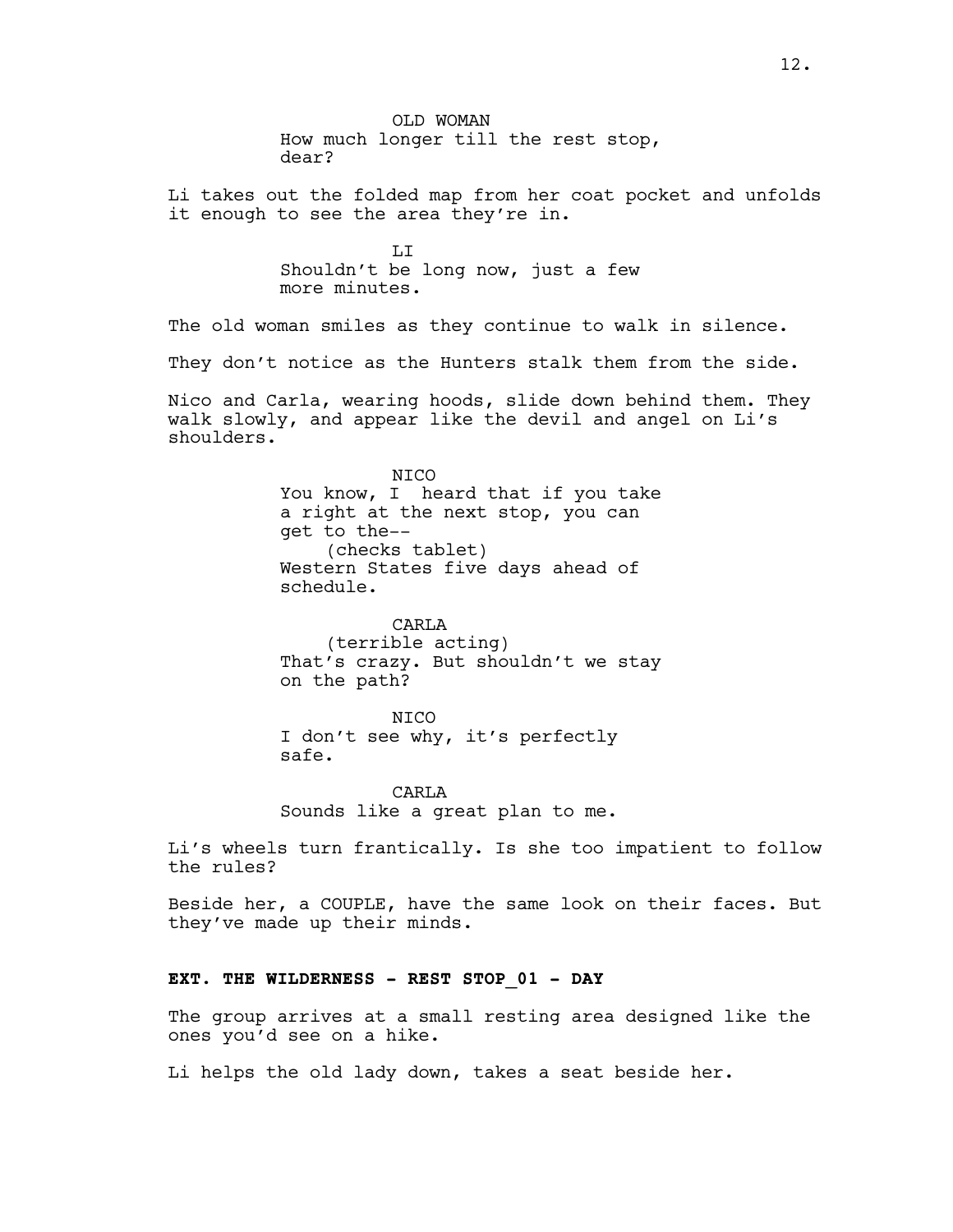OLD WOMAN
How much longer till the rest stop, dear?

Li takes out the folded map from her coat pocket and unfolds it enough to see the area they're in.

LI
Shouldn't be long now, just a few more minutes.

The old woman smiles as they continue to walk in silence.

They don't notice as the Hunters stalk them from the side.

Nico and Carla, wearing hoods, slide down behind them. They walk slowly, and appear like the devil and angel on Li's shoulders.

NICO
You know, I  heard that if you take a right at the next stop, you can get to the--
(checks tablet)
Western States five days ahead of schedule.

CARLA
(terrible acting)
That's crazy. But shouldn't we stay on the path?

NICO
I don't see why, it's perfectly safe.

CARLA
Sounds like a great plan to me.

Li's wheels turn frantically. Is she too impatient to follow the rules?

Beside her, a COUPLE, have the same look on their faces. But they've made up their minds.

**EXT. THE WILDERNESS - REST STOP_01 - DAY**

The group arrives at a small resting area designed like the ones you'd see on a hike.

Li helps the old lady down, takes a seat beside her.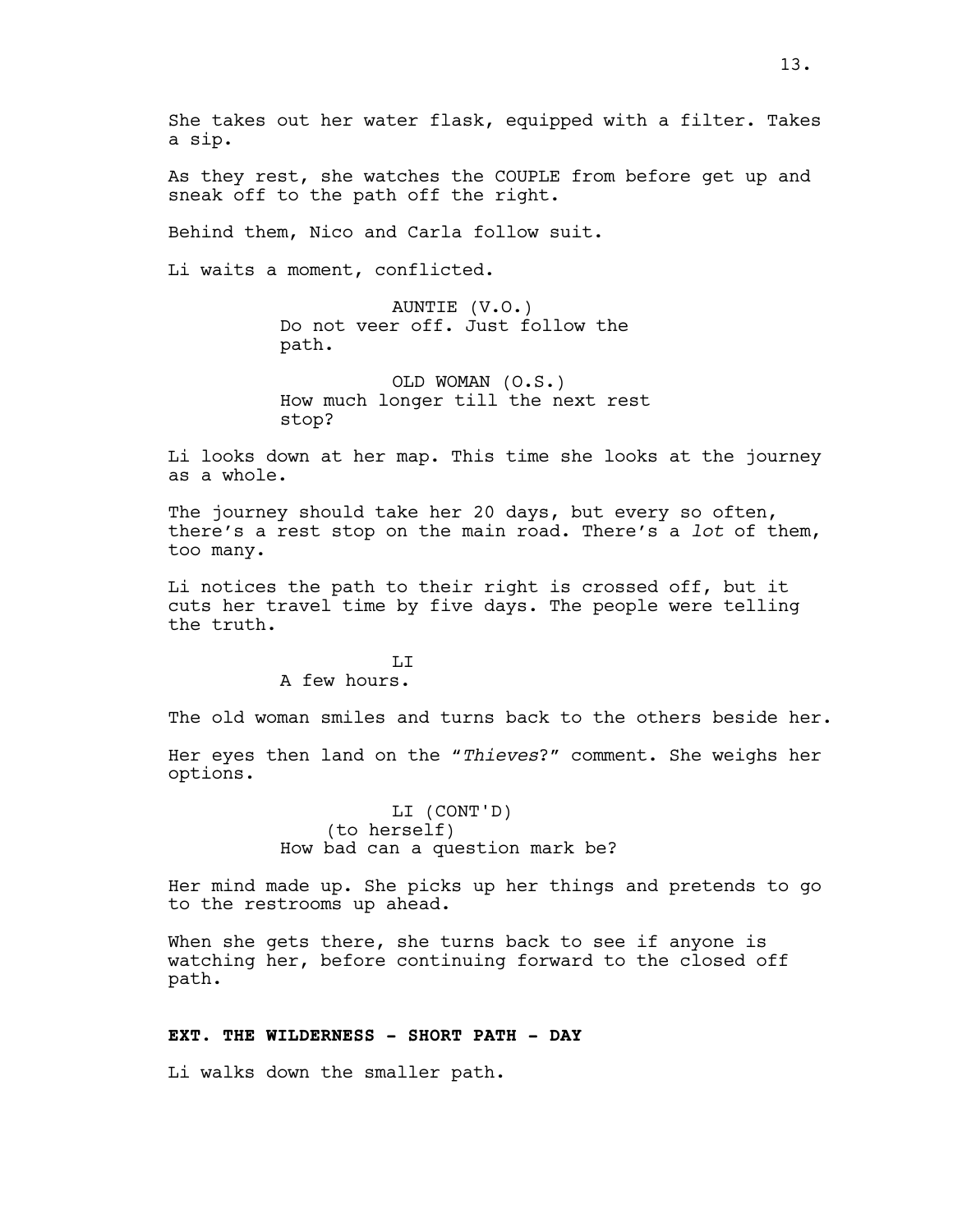She takes out her water flask, equipped with a filter. Takes a sip.

As they rest, she watches the COUPLE from before get up and sneak off to the path off the right.

Behind them, Nico and Carla follow suit.

Li waits a moment, conflicted.

AUNTIE (V.O.)
Do not veer off. Just follow the path.

OLD WOMAN (O.S.)
How much longer till the next rest stop?

Li looks down at her map. This time she looks at the journey as a whole.

The journey should take her 20 days, but every so often, there's a rest stop on the main road. There's a *lot* of them, too many.

Li notices the path to their right is crossed off, but it cuts her travel time by five days. The people were telling the truth.

LI
A few hours.

The old woman smiles and turns back to the others beside her.

Her eyes then land on the "*Thieves*?" comment. She weighs her options.

LI (CONT'D)
(to herself)
How bad can a question mark be?

Her mind made up. She picks up her things and pretends to go to the restrooms up ahead.

When she gets there, she turns back to see if anyone is watching her, before continuing forward to the closed off path.

**EXT. THE WILDERNESS - SHORT PATH - DAY**

Li walks down the smaller path.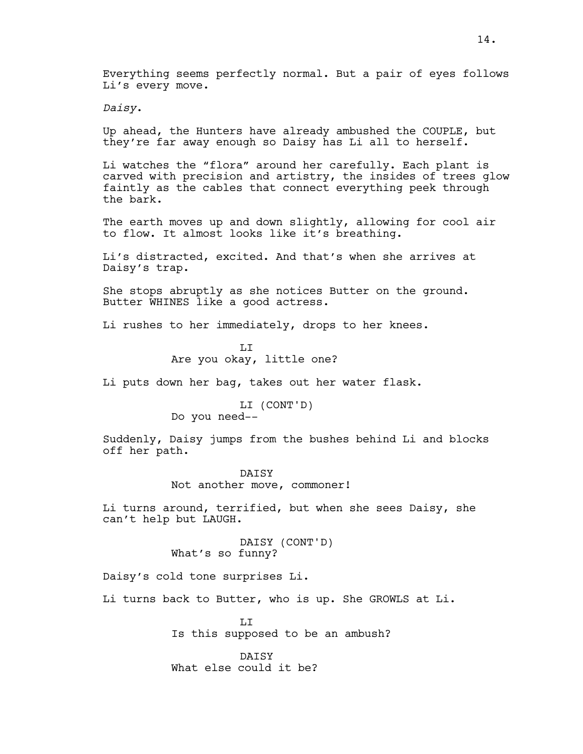Everything seems perfectly normal. But a pair of eyes follows Li's every move.

*Daisy.*

Up ahead, the Hunters have already ambushed the COUPLE, but they're far away enough so Daisy has Li all to herself.

Li watches the "flora" around her carefully. Each plant is carved with precision and artistry, the insides of trees glow faintly as the cables that connect everything peek through the bark.

The earth moves up and down slightly, allowing for cool air to flow. It almost looks like it's breathing.

Li's distracted, excited. And that's when she arrives at Daisy's trap.

She stops abruptly as she notices Butter on the ground. Butter WHINES like a good actress.

Li rushes to her immediately, drops to her knees.

LI
Are you okay, little one?

Li puts down her bag, takes out her water flask.

LI (CONT'D)
Do you need--

Suddenly, Daisy jumps from the bushes behind Li and blocks off her path.

DAISY
Not another move, commoner!

Li turns around, terrified, but when she sees Daisy, she can't help but LAUGH.

DAISY (CONT'D)
What's so funny?

Daisy's cold tone surprises Li.

Li turns back to Butter, who is up. She GROWLS at Li.

LI
Is this supposed to be an ambush?

DAISY
What else could it be?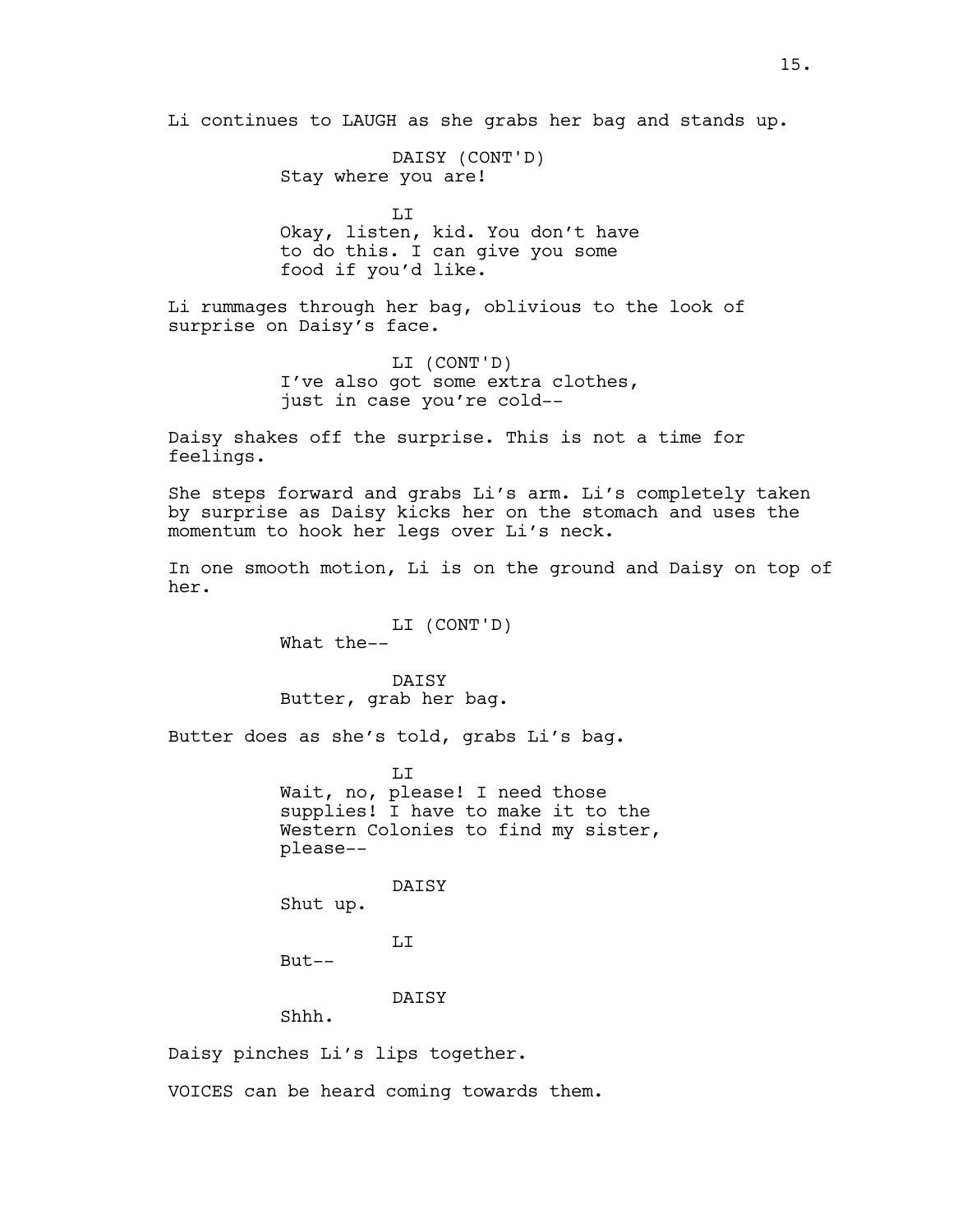Li continues to LAUGH as she grabs her bag and stands up.

DAISY (CONT'D)
Stay where you are!

LI
Okay, listen, kid. You don't have to do this. I can give you some food if you'd like.

Li rummages through her bag, oblivious to the look of surprise on Daisy's face.

LI (CONT'D)
I've also got some extra clothes, just in case you're cold--

Daisy shakes off the surprise. This is not a time for feelings.

She steps forward and grabs Li's arm. Li's completely taken by surprise as Daisy kicks her on the stomach and uses the momentum to hook her legs over Li's neck.

In one smooth motion, Li is on the ground and Daisy on top of her.

LI (CONT'D)
What the--

DAISY
Butter, grab her bag.

Butter does as she's told, grabs Li's bag.

LI
Wait, no, please! I need those supplies! I have to make it to the Western Colonies to find my sister, please--

DAISY
Shut up.

LI
But--

DAISY
Shhh.

Daisy pinches Li's lips together.

VOICES can be heard coming towards them.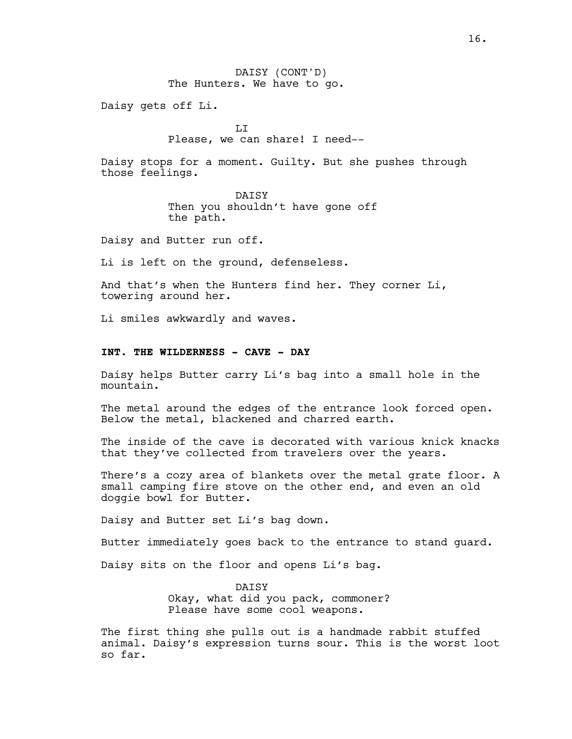DAISY (CONT'D)
The Hunters. We have to go.

Daisy gets off Li.

LI
Please, we can share! I need--

Daisy stops for a moment. Guilty. But she pushes through those feelings.

DAISY
Then you shouldn't have gone off the path.

Daisy and Butter run off.

Li is left on the ground, defenseless.

And that's when the Hunters find her. They corner Li, towering around her.

Li smiles awkwardly and waves.

**INT. THE WILDERNESS - CAVE - DAY**

Daisy helps Butter carry Li's bag into a small hole in the mountain.

The metal around the edges of the entrance look forced open. Below the metal, blackened and charred earth.

The inside of the cave is decorated with various knick knacks that they've collected from travelers over the years.

There's a cozy area of blankets over the metal grate floor. A small camping fire stove on the other end, and even an old doggie bowl for Butter.

Daisy and Butter set Li's bag down.

Butter immediately goes back to the entrance to stand guard.

Daisy sits on the floor and opens Li's bag.

DAISY
Okay, what did you pack, commoner? Please have some cool weapons.

The first thing she pulls out is a handmade rabbit stuffed animal. Daisy's expression turns sour. This is the worst loot so far.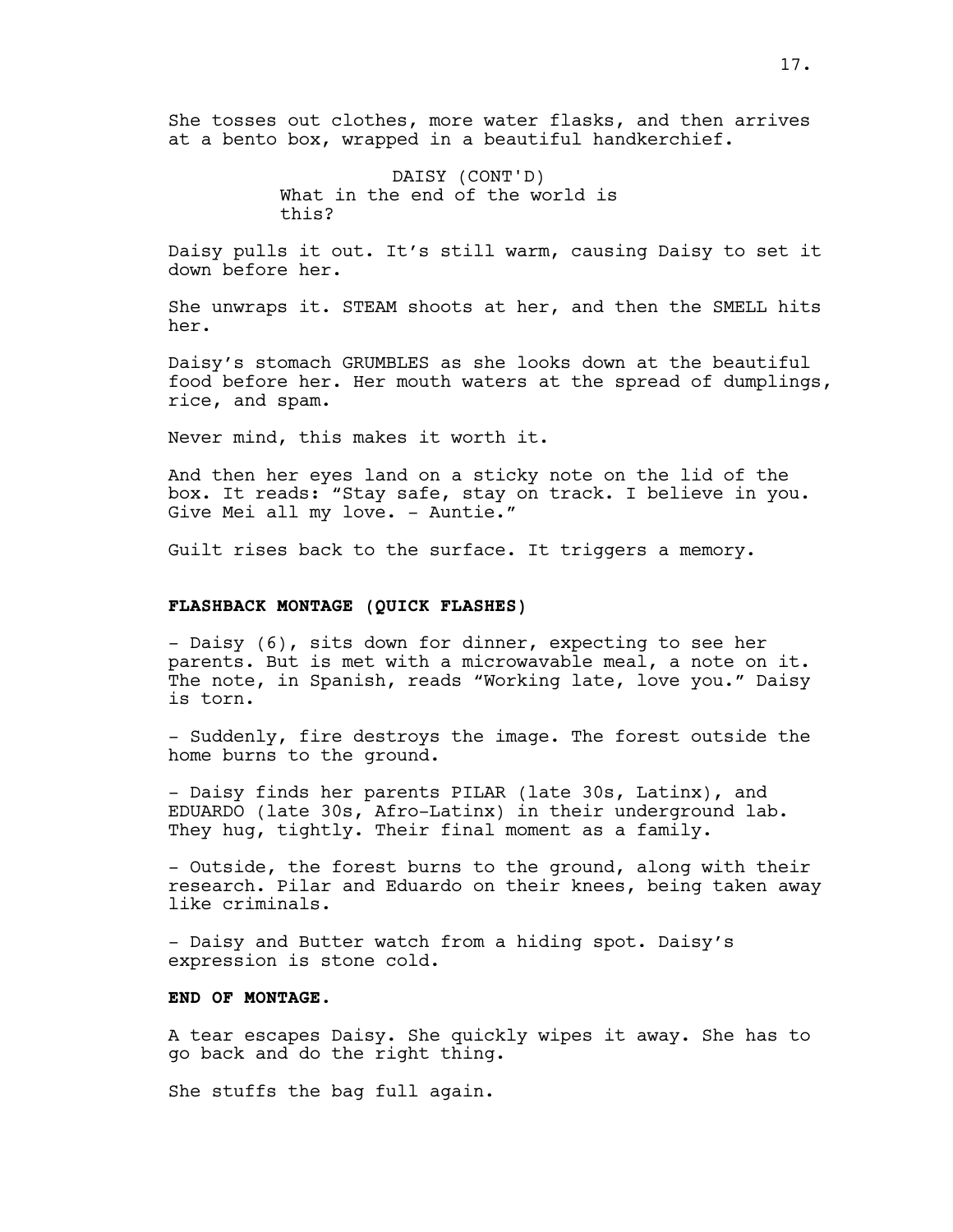She tosses out clothes, more water flasks, and then arrives at a bento box, wrapped in a beautiful handkerchief.

DAISY (CONT'D)
What in the end of the world is this?

Daisy pulls it out. It's still warm, causing Daisy to set it down before her.

She unwraps it. STEAM shoots at her, and then the SMELL hits her.

Daisy's stomach GRUMBLES as she looks down at the beautiful food before her. Her mouth waters at the spread of dumplings, rice, and spam.

Never mind, this makes it worth it.

And then her eyes land on a sticky note on the lid of the box. It reads: "Stay safe, stay on track. I believe in you. Give Mei all my love. - Auntie."

Guilt rises back to the surface. It triggers a memory.

**FLASHBACK MONTAGE (QUICK FLASHES)**

- Daisy (6), sits down for dinner, expecting to see her parents. But is met with a microwavable meal, a note on it. The note, in Spanish, reads "Working late, love you." Daisy is torn.

- Suddenly, fire destroys the image. The forest outside the home burns to the ground.

- Daisy finds her parents PILAR (late 30s, Latinx), and EDUARDO (late 30s, Afro-Latinx) in their underground lab. They hug, tightly. Their final moment as a family.

- Outside, the forest burns to the ground, along with their research. Pilar and Eduardo on their knees, being taken away like criminals.

- Daisy and Butter watch from a hiding spot. Daisy's expression is stone cold.

**END OF MONTAGE.**

A tear escapes Daisy. She quickly wipes it away. She has to go back and do the right thing.

She stuffs the bag full again.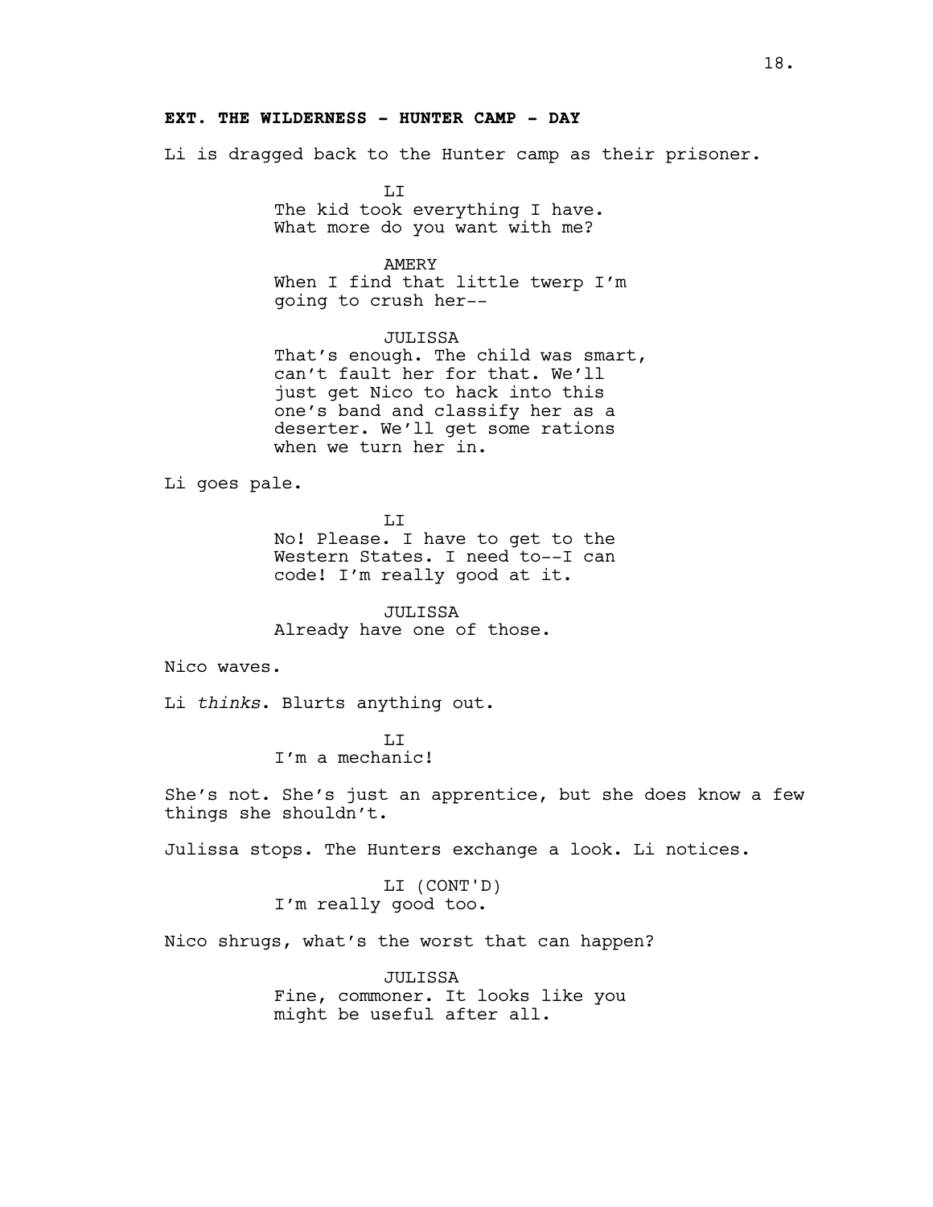**EXT. THE WILDERNESS - HUNTER CAMP - DAY**

Li is dragged back to the Hunter camp as their prisoner.

LI
The kid took everything I have. What more do you want with me?

AMERY
When I find that little twerp I'm going to crush her--

JULISSA
That's enough. The child was smart, can't fault her for that. We'll just get Nico to hack into this one's band and classify her as a deserter. We'll get some rations when we turn her in.

Li goes pale.

LI
No! Please. I have to get to the Western States. I need to--I can code! I'm really good at it.

JULISSA
Already have one of those.

Nico waves.

Li *thinks*. Blurts anything out.

LI
I'm a mechanic!

She's not. She's just an apprentice, but she does know a few things she shouldn't.

Julissa stops. The Hunters exchange a look. Li notices.

LI (CONT'D)
I'm really good too.

Nico shrugs, what's the worst that can happen?

JULISSA
Fine, commoner. It looks like you might be useful after all.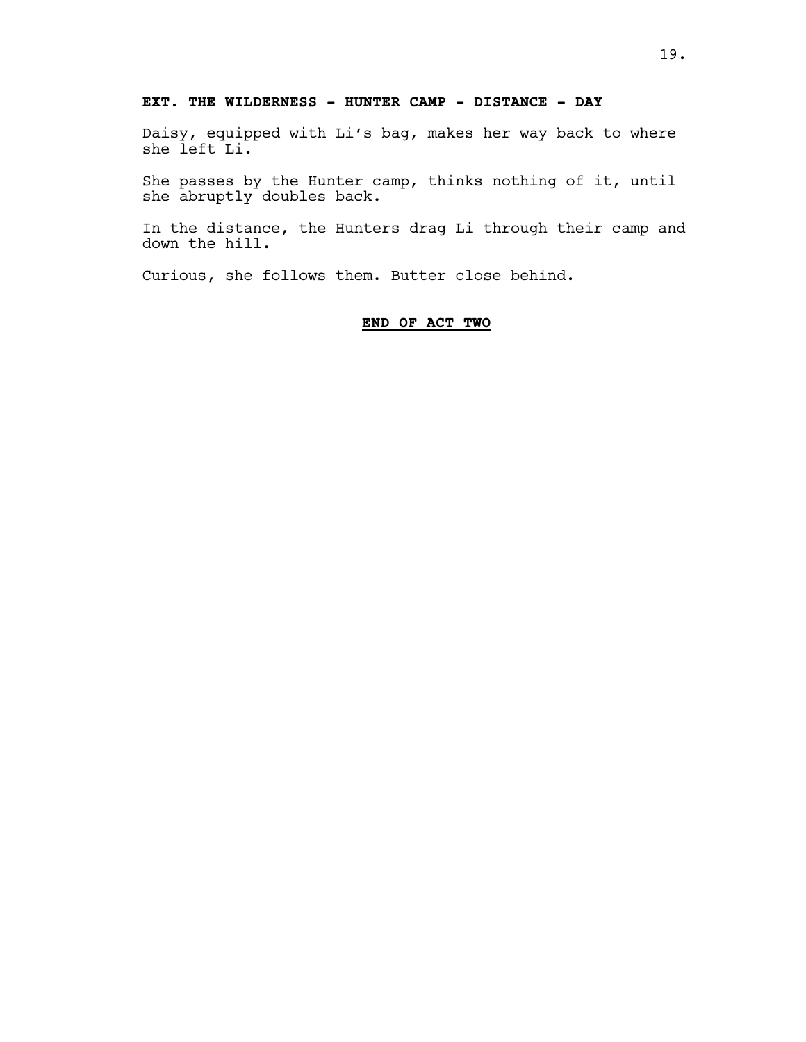**EXT. THE WILDERNESS - HUNTER CAMP - DISTANCE - DAY**

Daisy, equipped with Li's bag, makes her way back to where she left Li.

She passes by the Hunter camp, thinks nothing of it, until she abruptly doubles back.

In the distance, the Hunters drag Li through their camp and down the hill.

Curious, she follows them. Butter close behind.

**END OF ACT TWO**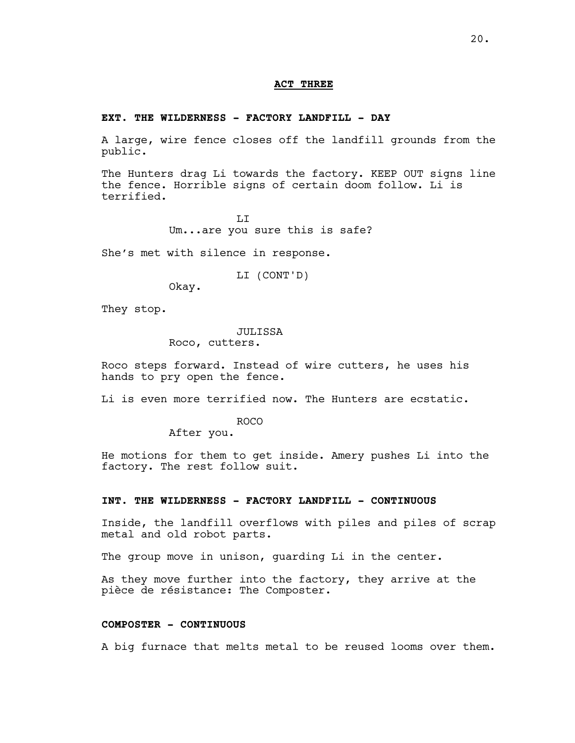**ACT THREE**

**EXT. THE WILDERNESS - FACTORY LANDFILL - DAY**

A large, wire fence closes off the landfill grounds from the public.

The Hunters drag Li towards the factory. KEEP OUT signs line the fence. Horrible signs of certain doom follow. Li is terrified.

LI
Um...are you sure this is safe?

She's met with silence in response.

LI (CONT'D)
Okay.

They stop.

JULISSA
Roco, cutters.

Roco steps forward. Instead of wire cutters, he uses his hands to pry open the fence.

Li is even more terrified now. The Hunters are ecstatic.

ROCO
After you.

He motions for them to get inside. Amery pushes Li into the factory. The rest follow suit.

**INT. THE WILDERNESS - FACTORY LANDFILL - CONTINUOUS**

Inside, the landfill overflows with piles and piles of scrap metal and old robot parts.

The group move in unison, guarding Li in the center.

As they move further into the factory, they arrive at the pièce de résistance: The Composter.

**COMPOSTER - CONTINUOUS**

A big furnace that melts metal to be reused looms over them.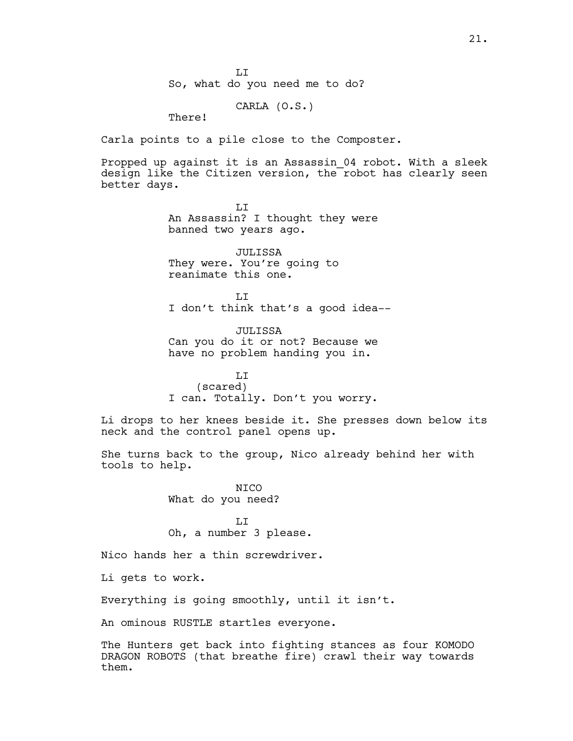LI
So, what do you need me to do?

CARLA (O.S.)
There!

Carla points to a pile close to the Composter.

Propped up against it is an Assassin_04 robot. With a sleek design like the Citizen version, the robot has clearly seen better days.

LI
An Assassin? I thought they were banned two years ago.

JULISSA
They were. You're going to reanimate this one.

LI
I don't think that's a good idea--

JULISSA
Can you do it or not? Because we have no problem handing you in.

LI
(scared)
I can. Totally. Don't you worry.

Li drops to her knees beside it. She presses down below its neck and the control panel opens up.

She turns back to the group, Nico already behind her with tools to help.

NICO
What do you need?

LI
Oh, a number 3 please.

Nico hands her a thin screwdriver.

Li gets to work.

Everything is going smoothly, until it isn't.

An ominous RUSTLE startles everyone.

The Hunters get back into fighting stances as four KOMODO DRAGON ROBOTS (that breathe fire) crawl their way towards them.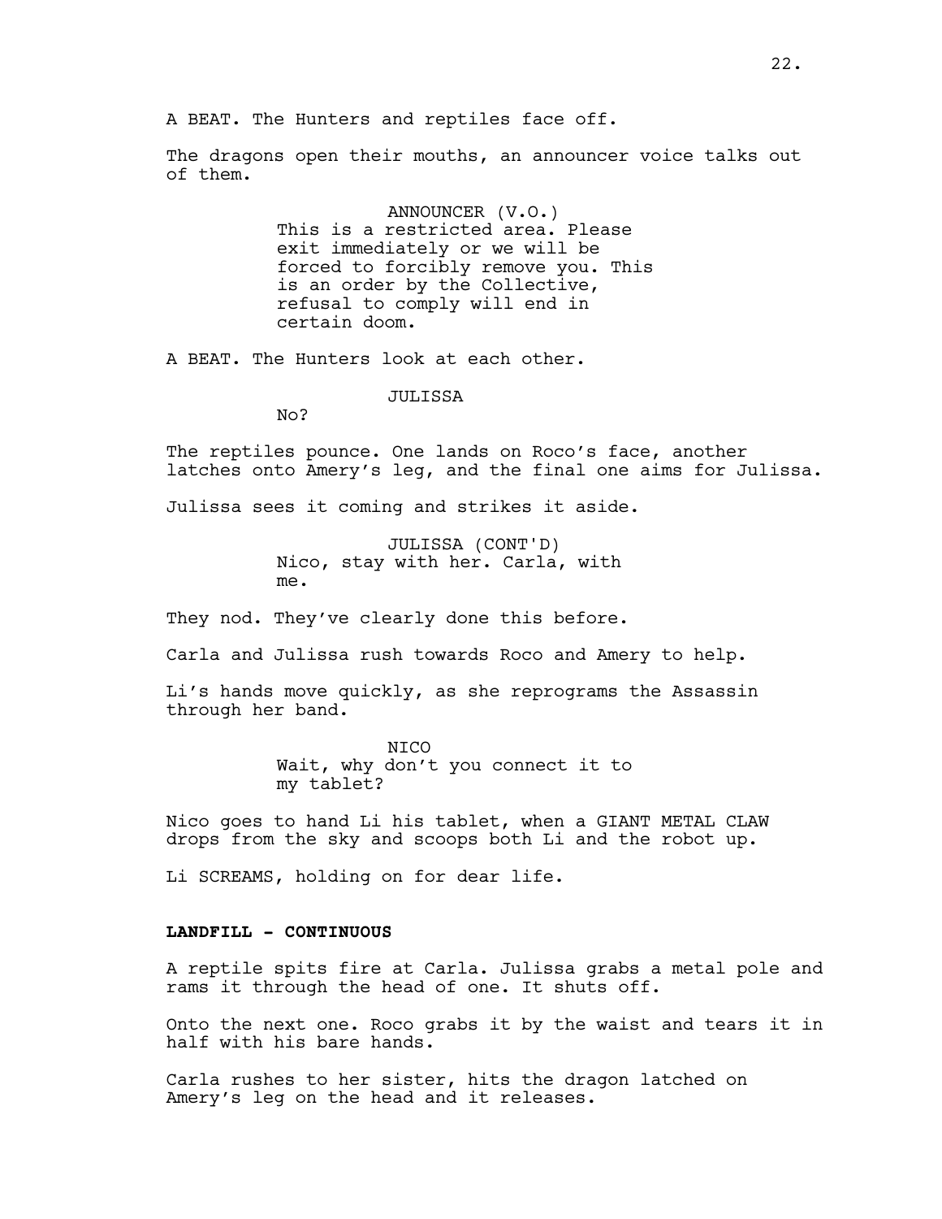A BEAT. The Hunters and reptiles face off.

The dragons open their mouths, an announcer voice talks out of them.

ANNOUNCER (V.O.)
This is a restricted area. Please exit immediately or we will be forced to forcibly remove you. This is an order by the Collective, refusal to comply will end in certain doom.

A BEAT. The Hunters look at each other.

JULISSA
No?

The reptiles pounce. One lands on Roco's face, another latches onto Amery's leg, and the final one aims for Julissa.

Julissa sees it coming and strikes it aside.

JULISSA (CONT'D)
Nico, stay with her. Carla, with me.

They nod. They've clearly done this before.

Carla and Julissa rush towards Roco and Amery to help.

Li's hands move quickly, as she reprograms the Assassin through her band.

NICO
Wait, why don't you connect it to my tablet?

Nico goes to hand Li his tablet, when a GIANT METAL CLAW drops from the sky and scoops both Li and the robot up.

Li SCREAMS, holding on for dear life.

**LANDFILL - CONTINUOUS**

A reptile spits fire at Carla. Julissa grabs a metal pole and rams it through the head of one. It shuts off.

Onto the next one. Roco grabs it by the waist and tears it in half with his bare hands.

Carla rushes to her sister, hits the dragon latched on Amery's leg on the head and it releases.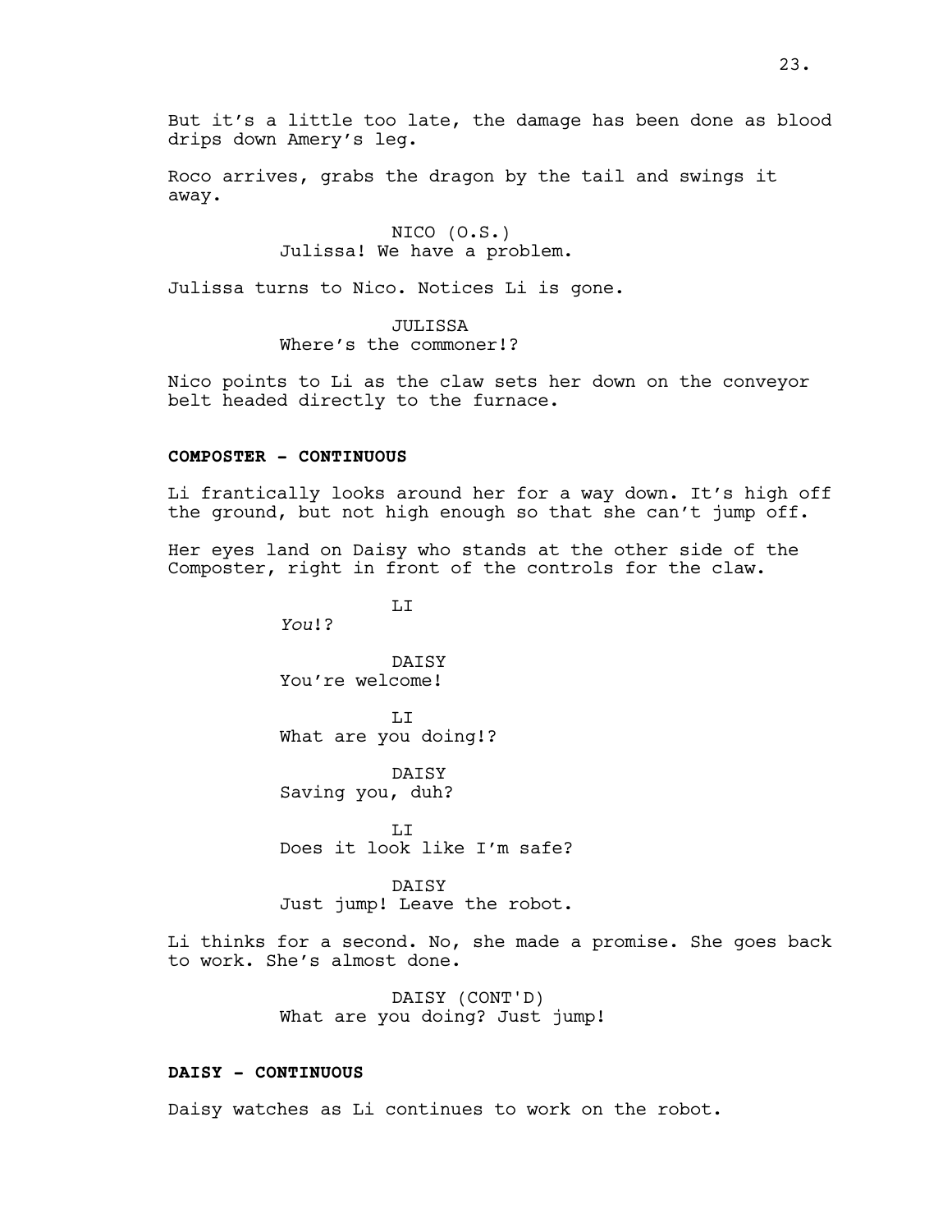But it's a little too late, the damage has been done as blood drips down Amery's leg.

Roco arrives, grabs the dragon by the tail and swings it away.

NICO (O.S.)
Julissa! We have a problem.

Julissa turns to Nico. Notices Li is gone.

JULISSA
Where's the commoner!?

Nico points to Li as the claw sets her down on the conveyor belt headed directly to the furnace.

**COMPOSTER - CONTINUOUS**

Li frantically looks around her for a way down. It's high off the ground, but not high enough so that she can't jump off.

Her eyes land on Daisy who stands at the other side of the Composter, right in front of the controls for the claw.

LI
*You*!?

DAISY
You're welcome!

LI
What are you doing!?

DAISY
Saving you, duh?

LI
Does it look like I'm safe?

DAISY
Just jump! Leave the robot.

Li thinks for a second. No, she made a promise. She goes back to work. She's almost done.

DAISY (CONT'D)
What are you doing? Just jump!

**DAISY - CONTINUOUS**

Daisy watches as Li continues to work on the robot.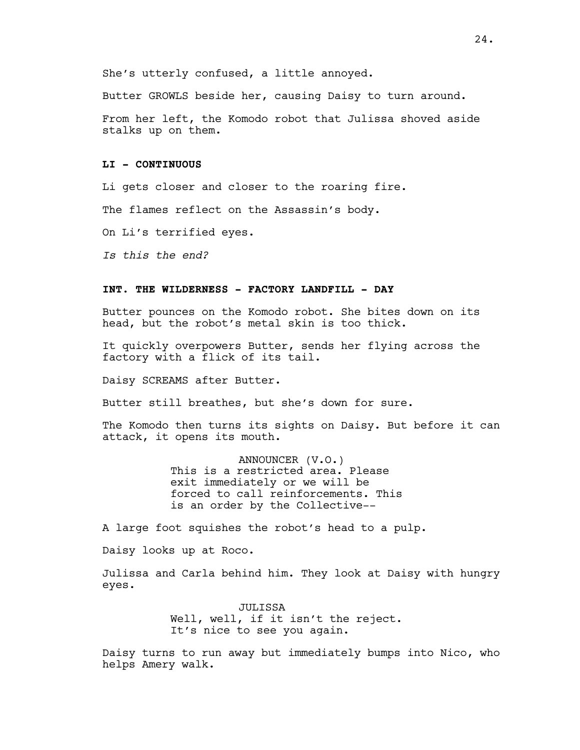She's utterly confused, a little annoyed.

Butter GROWLS beside her, causing Daisy to turn around.

From her left, the Komodo robot that Julissa shoved aside stalks up on them.

**LI - CONTINUOUS**

Li gets closer and closer to the roaring fire.

The flames reflect on the Assassin's body.

On Li's terrified eyes.

*Is this the end?*

**INT. THE WILDERNESS - FACTORY LANDFILL - DAY**

Butter pounces on the Komodo robot. She bites down on its head, but the robot's metal skin is too thick.

It quickly overpowers Butter, sends her flying across the factory with a flick of its tail.

Daisy SCREAMS after Butter.

Butter still breathes, but she's down for sure.

The Komodo then turns its sights on Daisy. But before it can attack, it opens its mouth.

ANNOUNCER (V.O.)
This is a restricted area. Please exit immediately or we will be forced to call reinforcements. This is an order by the Collective--

A large foot squishes the robot's head to a pulp.

Daisy looks up at Roco.

Julissa and Carla behind him. They look at Daisy with hungry eyes.

JULISSA
Well, well, if it isn't the reject. It's nice to see you again.

Daisy turns to run away but immediately bumps into Nico, who helps Amery walk.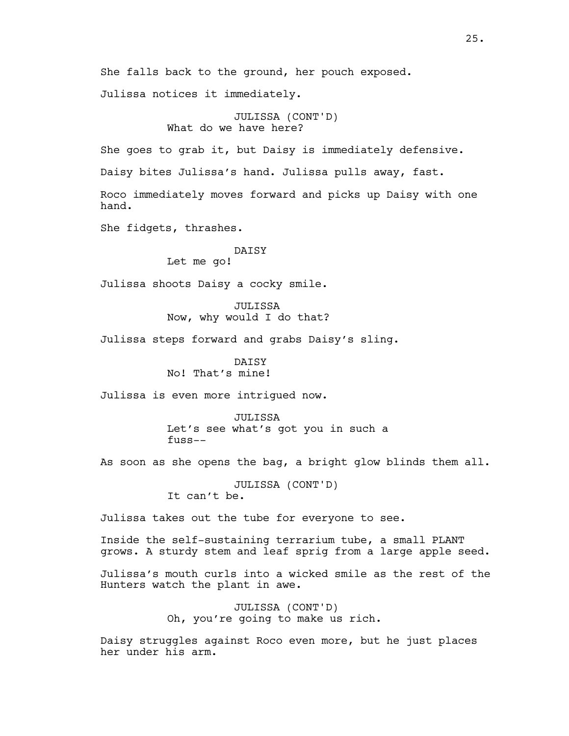She falls back to the ground, her pouch exposed.

Julissa notices it immediately.

JULISSA (CONT'D)
What do we have here?

She goes to grab it, but Daisy is immediately defensive.

Daisy bites Julissa's hand. Julissa pulls away, fast.

Roco immediately moves forward and picks up Daisy with one hand.

She fidgets, thrashes.

DAISY
Let me go!

Julissa shoots Daisy a cocky smile.

JULISSA
Now, why would I do that?

Julissa steps forward and grabs Daisy's sling.

DAISY
No! That's mine!

Julissa is even more intrigued now.

JULISSA
Let's see what's got you in such a fuss--

As soon as she opens the bag, a bright glow blinds them all.

JULISSA (CONT'D)
It can't be.

Julissa takes out the tube for everyone to see.

Inside the self-sustaining terrarium tube, a small PLANT grows. A sturdy stem and leaf sprig from a large apple seed.

Julissa's mouth curls into a wicked smile as the rest of the Hunters watch the plant in awe.

JULISSA (CONT'D)
Oh, you're going to make us rich.

Daisy struggles against Roco even more, but he just places her under his arm.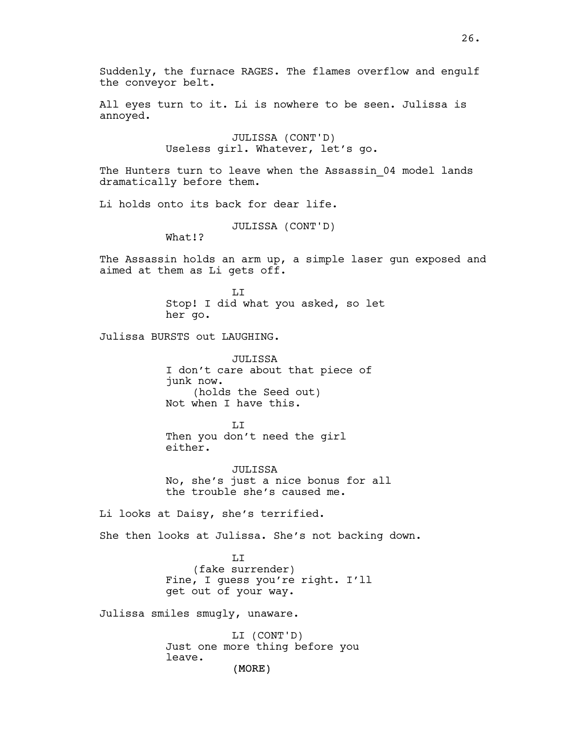Suddenly, the furnace RAGES. The flames overflow and engulf the conveyor belt.

All eyes turn to it. Li is nowhere to be seen. Julissa is annoyed.

JULISSA (CONT'D)
Useless girl. Whatever, let's go.

The Hunters turn to leave when the Assassin_04 model lands dramatically before them.

Li holds onto its back for dear life.

JULISSA (CONT'D)
What!?

The Assassin holds an arm up, a simple laser gun exposed and aimed at them as Li gets off.

LI
Stop! I did what you asked, so let her go.

Julissa BURSTS out LAUGHING.

JULISSA
I don't care about that piece of junk now.
(holds the Seed out)
Not when I have this.

LI
Then you don't need the girl either.

JULISSA
No, she's just a nice bonus for all the trouble she's caused me.

Li looks at Daisy, she's terrified.

She then looks at Julissa. She's not backing down.

LI
(fake surrender)
Fine, I guess you're right. I'll get out of your way.

Julissa smiles smugly, unaware.

LI (CONT'D)
Just one more thing before you leave.
(MORE)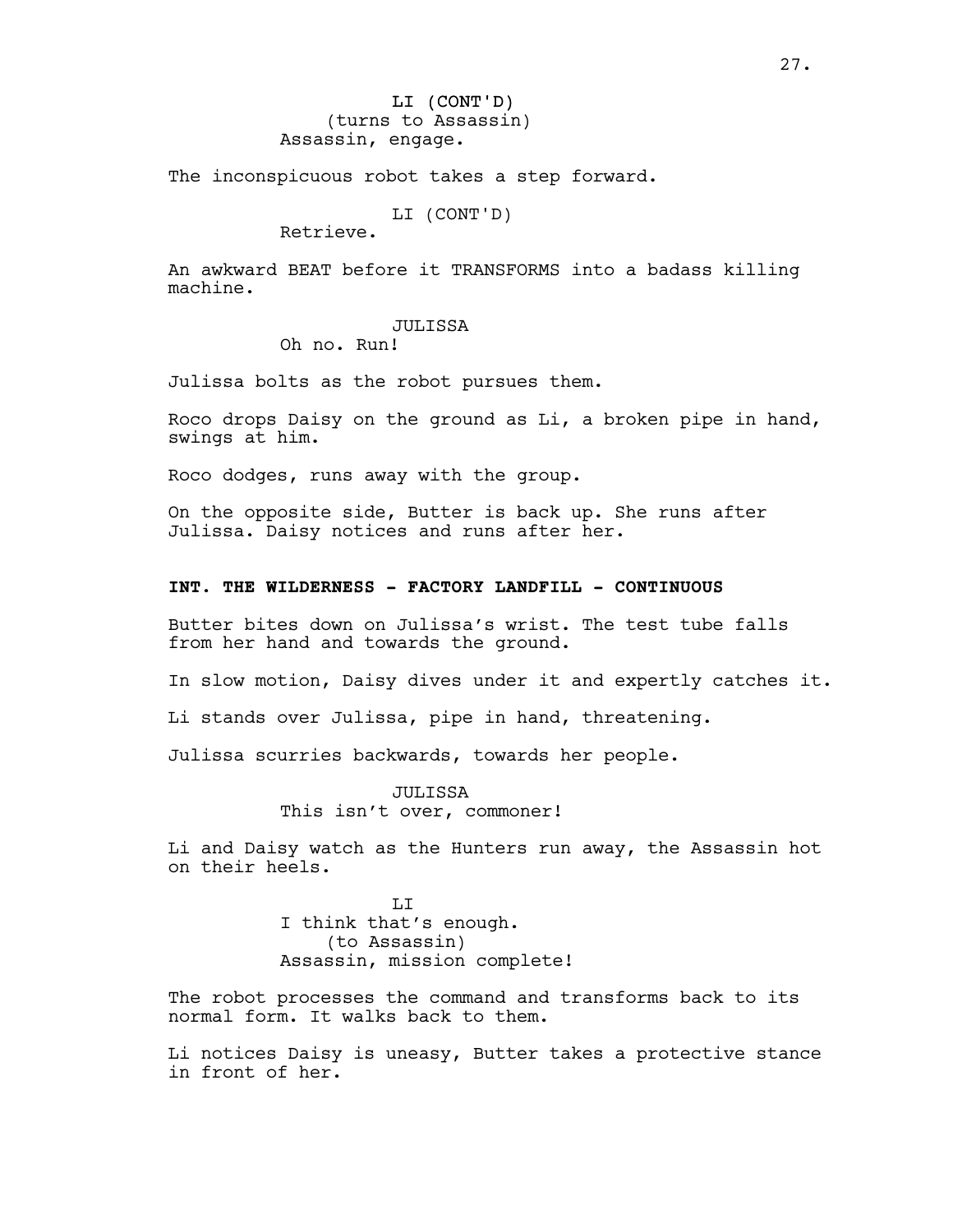LI (CONT'D)
(turns to Assassin)
Assassin, engage.

The inconspicuous robot takes a step forward.

LI (CONT'D)
Retrieve.

An awkward BEAT before it TRANSFORMS into a badass killing machine.

JULISSA
Oh no. Run!

Julissa bolts as the robot pursues them.

Roco drops Daisy on the ground as Li, a broken pipe in hand, swings at him.

Roco dodges, runs away with the group.

On the opposite side, Butter is back up. She runs after Julissa. Daisy notices and runs after her.

**INT. THE WILDERNESS - FACTORY LANDFILL - CONTINUOUS**

Butter bites down on Julissa's wrist. The test tube falls from her hand and towards the ground.

In slow motion, Daisy dives under it and expertly catches it.

Li stands over Julissa, pipe in hand, threatening.

Julissa scurries backwards, towards her people.

JULISSA
This isn't over, commoner!

Li and Daisy watch as the Hunters run away, the Assassin hot on their heels.

LI
I think that's enough.
(to Assassin)
Assassin, mission complete!

The robot processes the command and transforms back to its normal form. It walks back to them.

Li notices Daisy is uneasy, Butter takes a protective stance in front of her.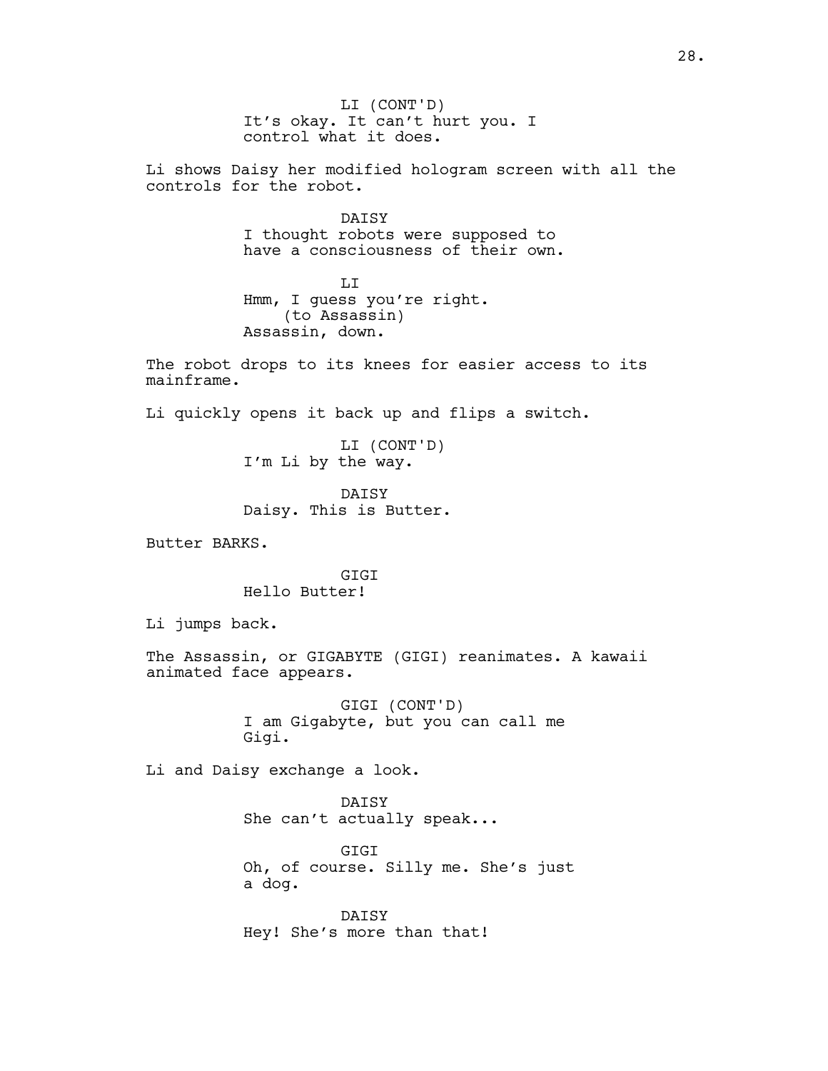LI (CONT'D)
It's okay. It can't hurt you. I control what it does.

Li shows Daisy her modified hologram screen with all the controls for the robot.

DAISY
I thought robots were supposed to have a consciousness of their own.

LI
Hmm, I guess you're right.
(to Assassin)
Assassin, down.

The robot drops to its knees for easier access to its mainframe.

Li quickly opens it back up and flips a switch.

LI (CONT'D)
I'm Li by the way.

DAISY
Daisy. This is Butter.

Butter BARKS.

GIGI
Hello Butter!

Li jumps back.

The Assassin, or GIGABYTE (GIGI) reanimates. A kawaii animated face appears.

GIGI (CONT'D)
I am Gigabyte, but you can call me Gigi.

Li and Daisy exchange a look.

DAISY
She can't actually speak...

GIGI
Oh, of course. Silly me. She's just a dog.

DAISY
Hey! She's more than that!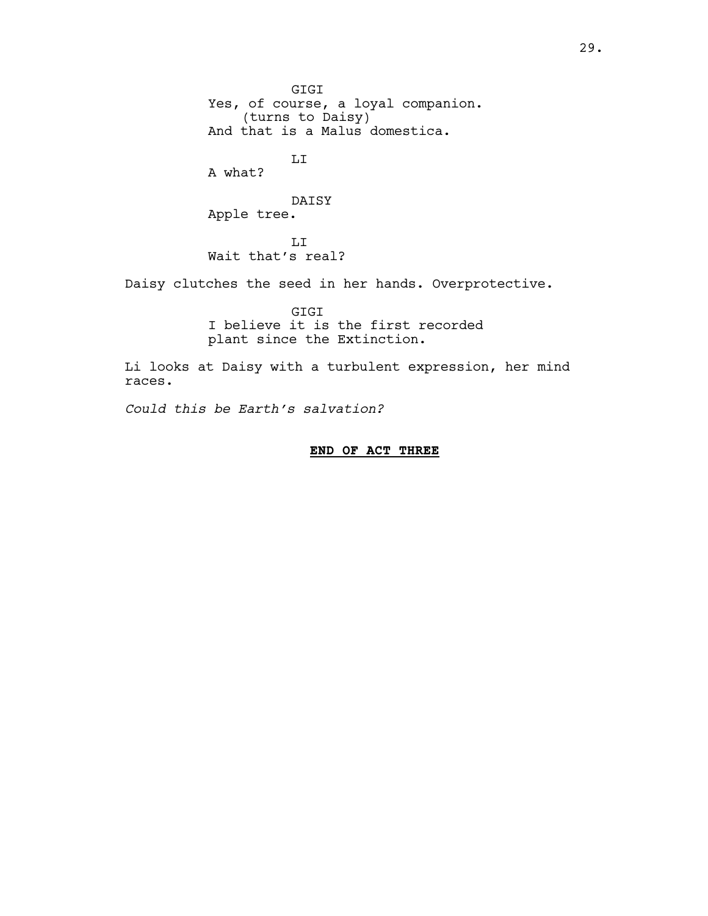GIGI
Yes, of course, a loyal companion.
(turns to Daisy)
And that is a Malus domestica.

LI
A what?

DAISY
Apple tree.

LI
Wait that's real?

Daisy clutches the seed in her hands. Overprotective.

GIGI
I believe it is the first recorded plant since the Extinction.

Li looks at Daisy with a turbulent expression, her mind races.

*Could this be Earth's salvation?*

**END OF ACT THREE**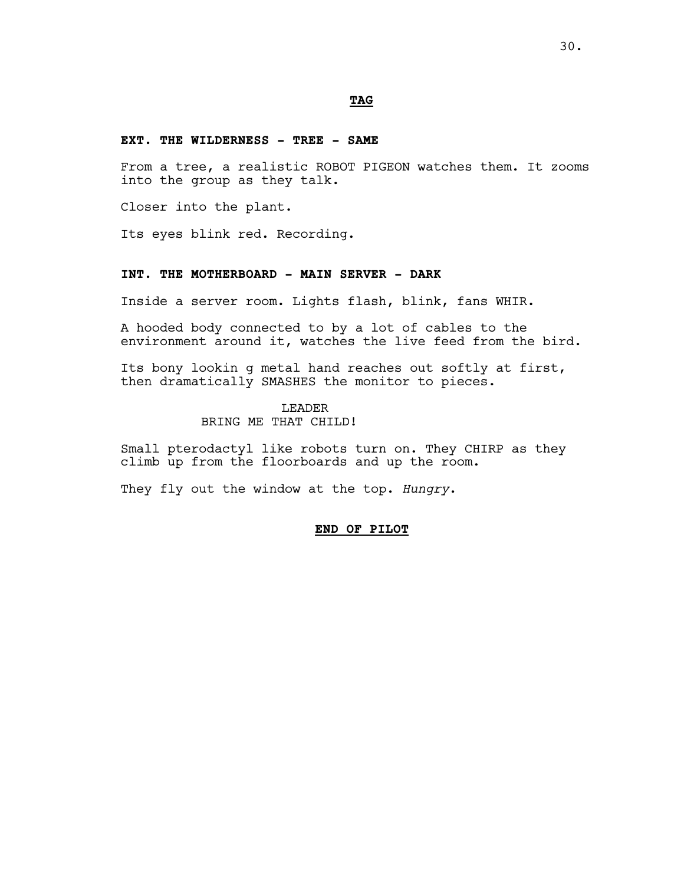**TAG**

**EXT. THE WILDERNESS - TREE - SAME**

From a tree, a realistic ROBOT PIGEON watches them. It zooms into the group as they talk.

Closer into the plant.

Its eyes blink red. Recording.

**INT. THE MOTHERBOARD - MAIN SERVER - DARK**

Inside a server room. Lights flash, blink, fans WHIR.

A hooded body connected to by a lot of cables to the environment around it, watches the live feed from the bird.

Its bony lookin g metal hand reaches out softly at first, then dramatically SMASHES the monitor to pieces.

LEADER
BRING ME THAT CHILD!

Small pterodactyl like robots turn on. They CHIRP as they climb up from the floorboards and up the room.

They fly out the window at the top. *Hungry*.

**END OF PILOT**